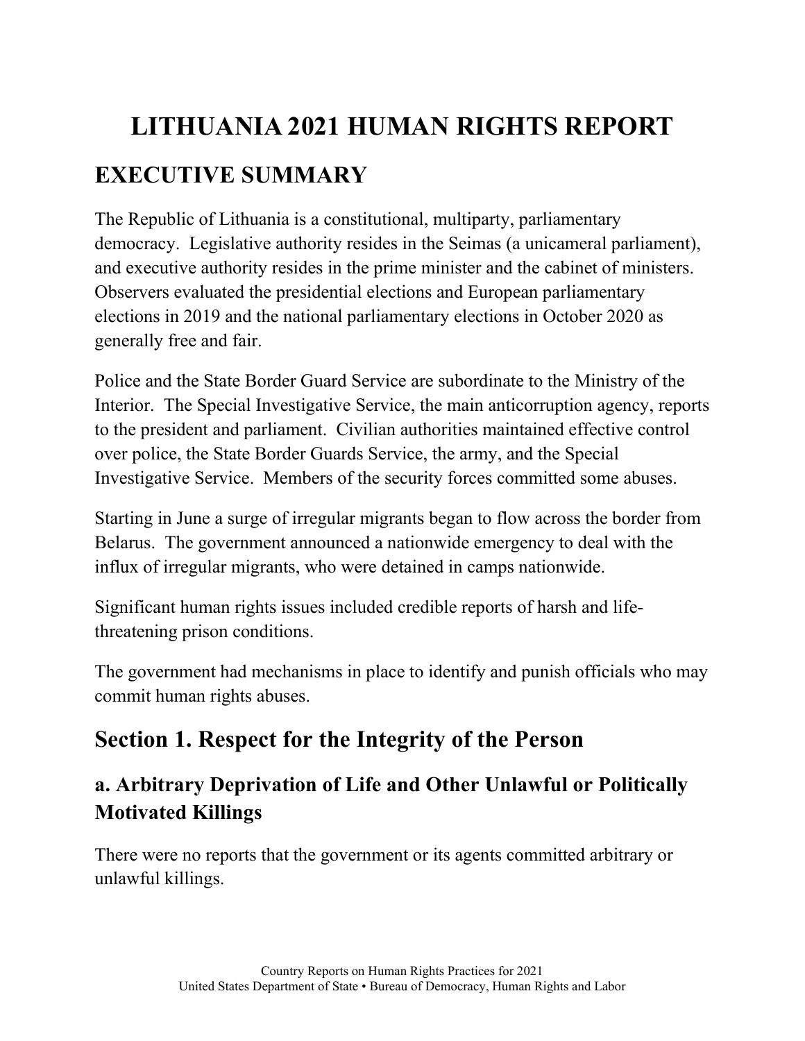# LITHUANIA 2021 HUMAN RIGHTS REPORT

## EXECUTIVE SUMMARY

The Republic of Lithuania is a constitutional, multiparty, parliamentary democracy. Legislative authority resides in the Seimas (a unicameral parliament), and executive authority resides in the prime minister and the cabinet of ministers. Observers evaluated the presidential elections and European parliamentary elections in 2019 and the national parliamentary elections in October 2020 as generally free and fair.

Police and the State Border Guard Service are subordinate to the Ministry of the Interior. The Special Investigative Service, the main anticorruption agency, reports to the president and parliament. Civilian authorities maintained effective control over police, the State Border Guards Service, the army, and the Special Investigative Service. Members of the security forces committed some abuses.

Starting in June a surge of irregular migrants began to flow across the border from Belarus. The government announced a nationwide emergency to deal with the influx of irregular migrants, who were detained in camps nationwide.

Significant human rights issues included credible reports of harsh and life-threatening prison conditions.

The government had mechanisms in place to identify and punish officials who may commit human rights abuses.

## Section 1. Respect for the Integrity of the Person

### a. Arbitrary Deprivation of Life and Other Unlawful or Politically Motivated Killings

There were no reports that the government or its agents committed arbitrary or unlawful killings.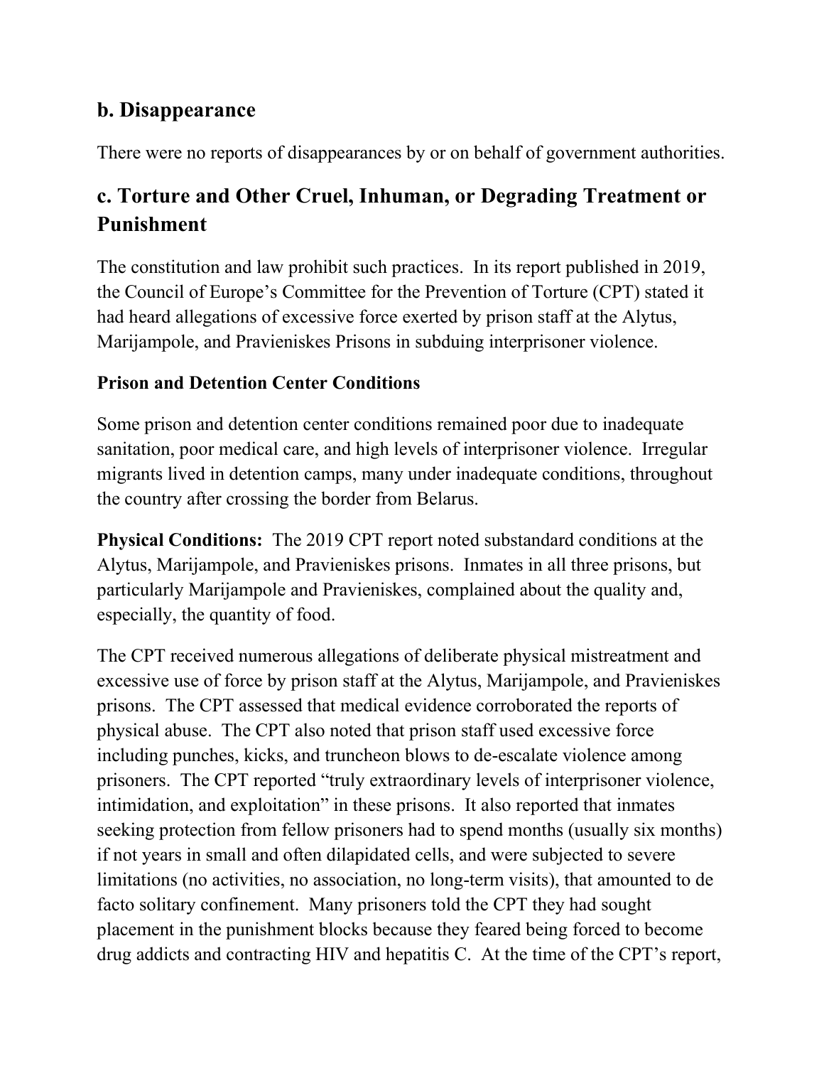## b. Disappearance

There were no reports of disappearances by or on behalf of government authorities.

## c. Torture and Other Cruel, Inhuman, or Degrading Treatment or Punishment

The constitution and law prohibit such practices. In its report published in 2019, the Council of Europe's Committee for the Prevention of Torture (CPT) stated it had heard allegations of excessive force exerted by prison staff at the Alytus, Marijampole, and Pravieniskes Prisons in subduing interprisoner violence.

### Prison and Detention Center Conditions

Some prison and detention center conditions remained poor due to inadequate sanitation, poor medical care, and high levels of interprisoner violence. Irregular migrants lived in detention camps, many under inadequate conditions, throughout the country after crossing the border from Belarus.

**Physical Conditions:** The 2019 CPT report noted substandard conditions at the Alytus, Marijampole, and Pravieniskes prisons. Inmates in all three prisons, but particularly Marijampole and Pravieniskes, complained about the quality and, especially, the quantity of food.

The CPT received numerous allegations of deliberate physical mistreatment and excessive use of force by prison staff at the Alytus, Marijampole, and Pravieniskes prisons. The CPT assessed that medical evidence corroborated the reports of physical abuse. The CPT also noted that prison staff used excessive force including punches, kicks, and truncheon blows to de-escalate violence among prisoners. The CPT reported "truly extraordinary levels of interprisoner violence, intimidation, and exploitation" in these prisons. It also reported that inmates seeking protection from fellow prisoners had to spend months (usually six months) if not years in small and often dilapidated cells, and were subjected to severe limitations (no activities, no association, no long-term visits), that amounted to de facto solitary confinement. Many prisoners told the CPT they had sought placement in the punishment blocks because they feared being forced to become drug addicts and contracting HIV and hepatitis C. At the time of the CPT's report,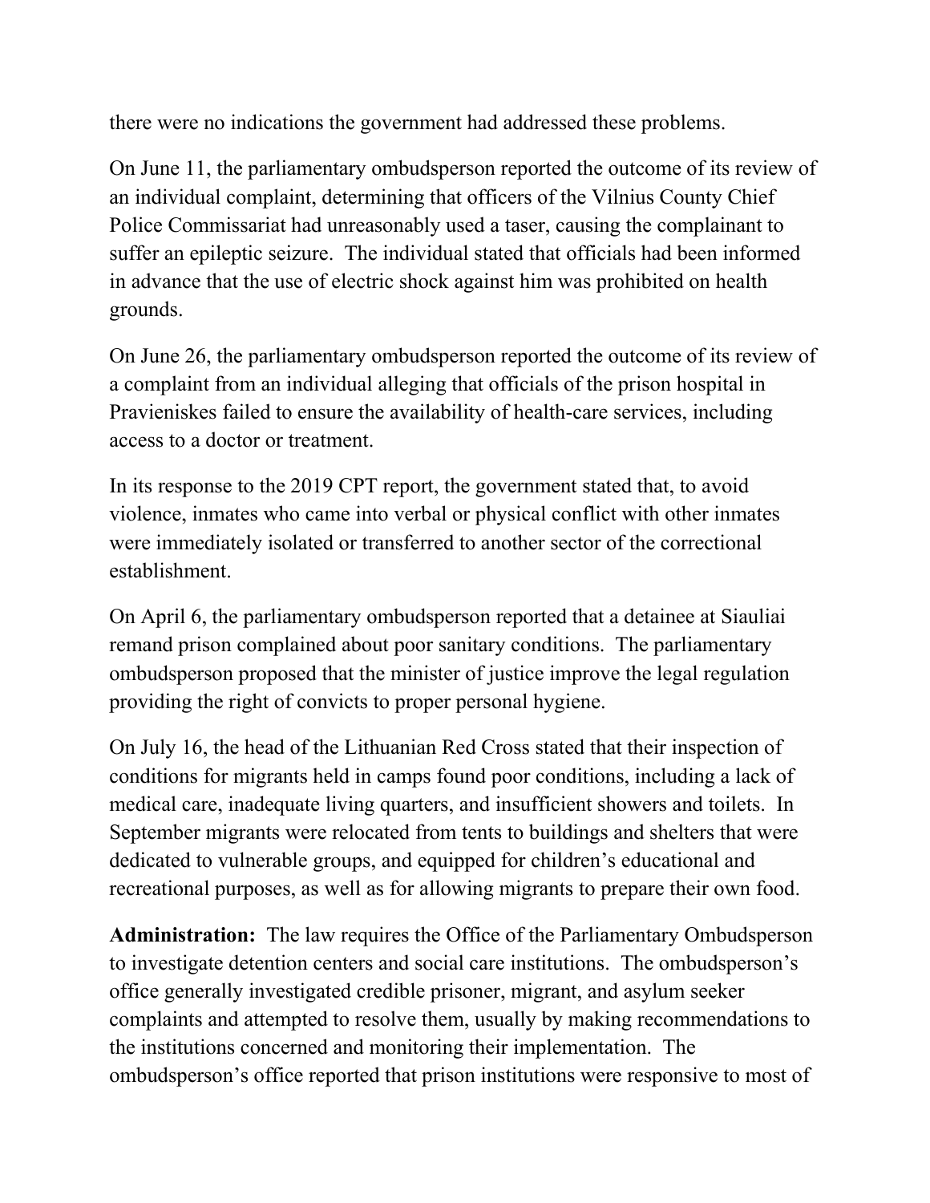there were no indications the government had addressed these problems.

On June 11, the parliamentary ombudsperson reported the outcome of its review of an individual complaint, determining that officers of the Vilnius County Chief Police Commissariat had unreasonably used a taser, causing the complainant to suffer an epileptic seizure. The individual stated that officials had been informed in advance that the use of electric shock against him was prohibited on health grounds.

On June 26, the parliamentary ombudsperson reported the outcome of its review of a complaint from an individual alleging that officials of the prison hospital in Pravieniskes failed to ensure the availability of health-care services, including access to a doctor or treatment.

In its response to the 2019 CPT report, the government stated that, to avoid violence, inmates who came into verbal or physical conflict with other inmates were immediately isolated or transferred to another sector of the correctional establishment.

On April 6, the parliamentary ombudsperson reported that a detainee at Siauliai remand prison complained about poor sanitary conditions. The parliamentary ombudsperson proposed that the minister of justice improve the legal regulation providing the right of convicts to proper personal hygiene.

On July 16, the head of the Lithuanian Red Cross stated that their inspection of conditions for migrants held in camps found poor conditions, including a lack of medical care, inadequate living quarters, and insufficient showers and toilets. In September migrants were relocated from tents to buildings and shelters that were dedicated to vulnerable groups, and equipped for children's educational and recreational purposes, as well as for allowing migrants to prepare their own food.

**Administration:** The law requires the Office of the Parliamentary Ombudsperson to investigate detention centers and social care institutions. The ombudsperson's office generally investigated credible prisoner, migrant, and asylum seeker complaints and attempted to resolve them, usually by making recommendations to the institutions concerned and monitoring their implementation. The ombudsperson's office reported that prison institutions were responsive to most of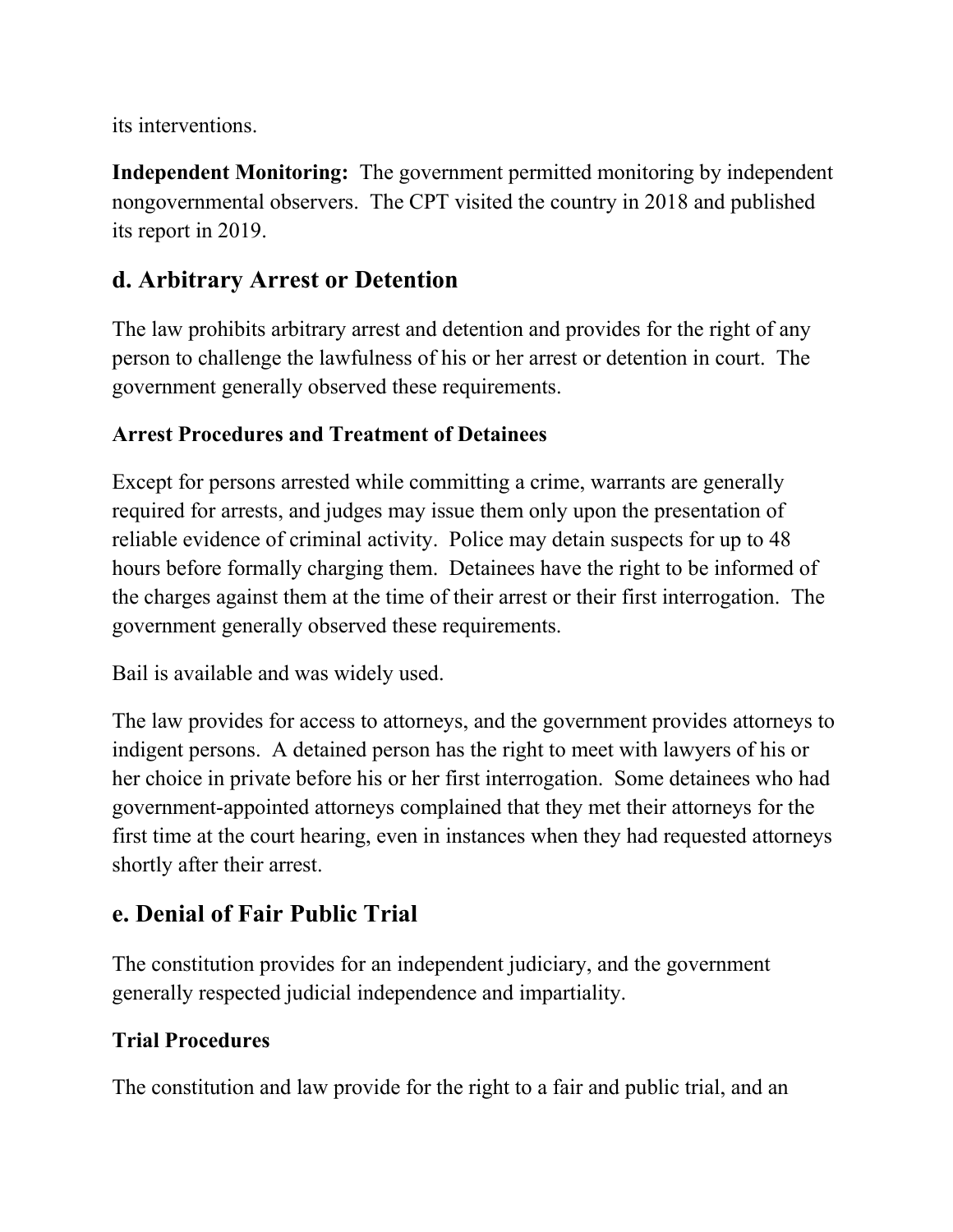its interventions.

**Independent Monitoring:** The government permitted monitoring by independent nongovernmental observers. The CPT visited the country in 2018 and published its report in 2019.

## d. Arbitrary Arrest or Detention

The law prohibits arbitrary arrest and detention and provides for the right of any person to challenge the lawfulness of his or her arrest or detention in court. The government generally observed these requirements.

### Arrest Procedures and Treatment of Detainees

Except for persons arrested while committing a crime, warrants are generally required for arrests, and judges may issue them only upon the presentation of reliable evidence of criminal activity. Police may detain suspects for up to 48 hours before formally charging them. Detainees have the right to be informed of the charges against them at the time of their arrest or their first interrogation. The government generally observed these requirements.

Bail is available and was widely used.

The law provides for access to attorneys, and the government provides attorneys to indigent persons. A detained person has the right to meet with lawyers of his or her choice in private before his or her first interrogation. Some detainees who had government-appointed attorneys complained that they met their attorneys for the first time at the court hearing, even in instances when they had requested attorneys shortly after their arrest.

## e. Denial of Fair Public Trial

The constitution provides for an independent judiciary, and the government generally respected judicial independence and impartiality.

### Trial Procedures

The constitution and law provide for the right to a fair and public trial, and an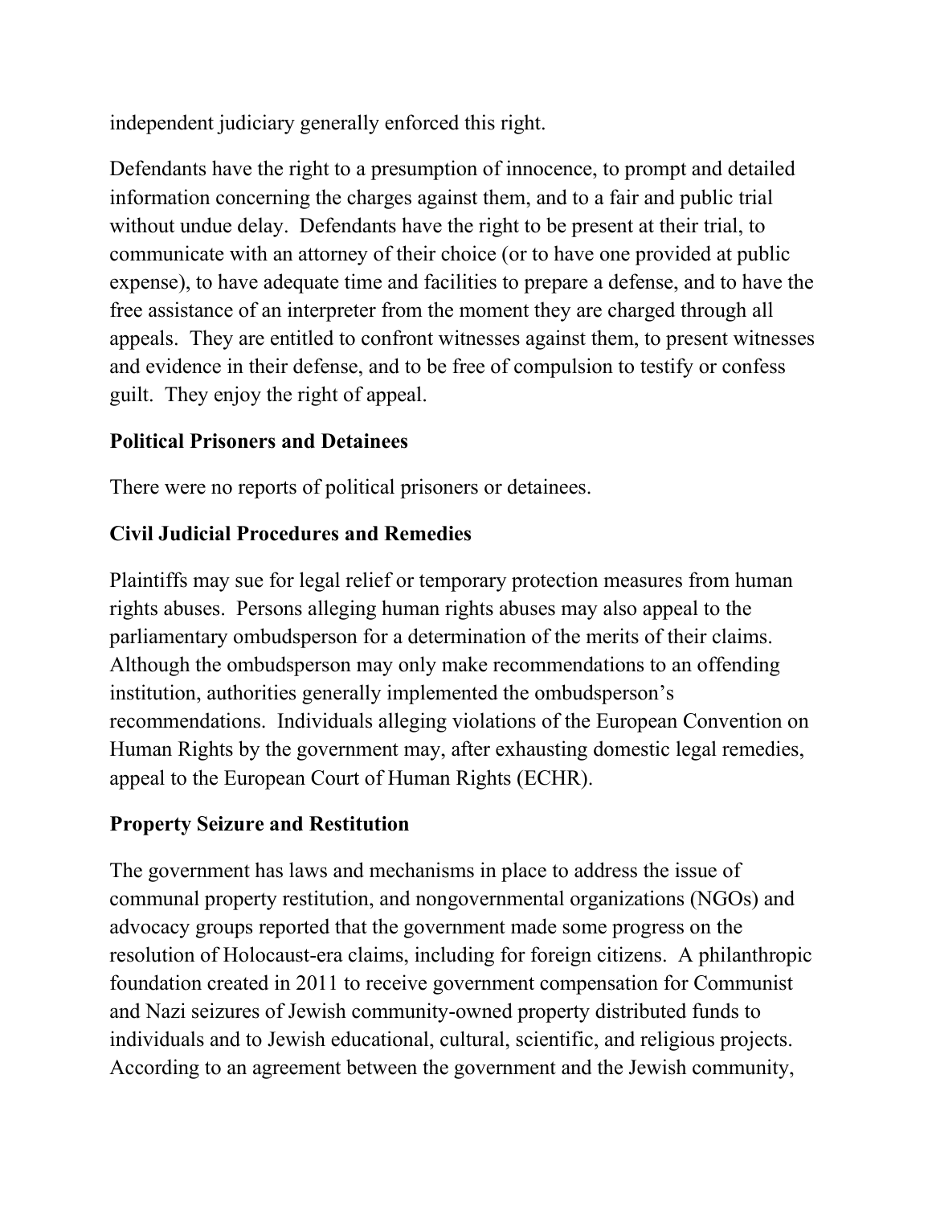independent judiciary generally enforced this right.

Defendants have the right to a presumption of innocence, to prompt and detailed information concerning the charges against them, and to a fair and public trial without undue delay. Defendants have the right to be present at their trial, to communicate with an attorney of their choice (or to have one provided at public expense), to have adequate time and facilities to prepare a defense, and to have the free assistance of an interpreter from the moment they are charged through all appeals. They are entitled to confront witnesses against them, to present witnesses and evidence in their defense, and to be free of compulsion to testify or confess guilt. They enjoy the right of appeal.

**Political Prisoners and Detainees**

There were no reports of political prisoners or detainees.

**Civil Judicial Procedures and Remedies**

Plaintiffs may sue for legal relief or temporary protection measures from human rights abuses. Persons alleging human rights abuses may also appeal to the parliamentary ombudsperson for a determination of the merits of their claims. Although the ombudsperson may only make recommendations to an offending institution, authorities generally implemented the ombudsperson's recommendations. Individuals alleging violations of the European Convention on Human Rights by the government may, after exhausting domestic legal remedies, appeal to the European Court of Human Rights (ECHR).

**Property Seizure and Restitution**

The government has laws and mechanisms in place to address the issue of communal property restitution, and nongovernmental organizations (NGOs) and advocacy groups reported that the government made some progress on the resolution of Holocaust-era claims, including for foreign citizens. A philanthropic foundation created in 2011 to receive government compensation for Communist and Nazi seizures of Jewish community-owned property distributed funds to individuals and to Jewish educational, cultural, scientific, and religious projects. According to an agreement between the government and the Jewish community,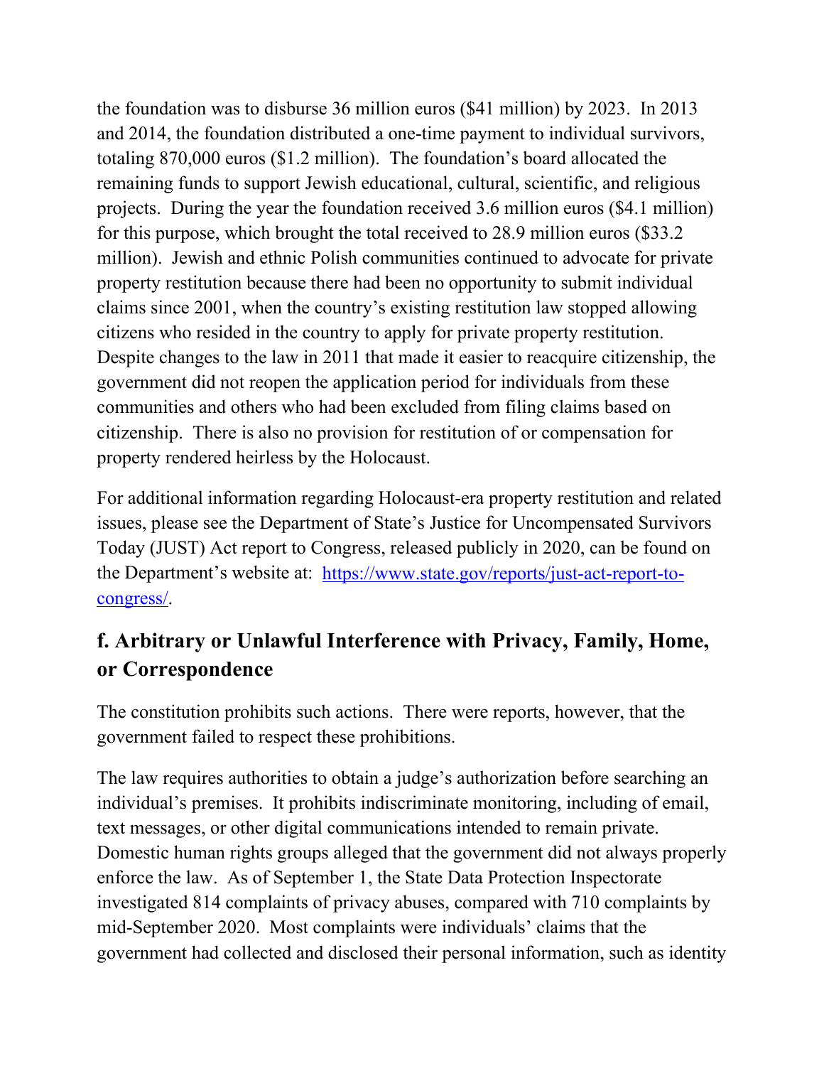the foundation was to disburse 36 million euros ($41 million) by 2023. In 2013 and 2014, the foundation distributed a one-time payment to individual survivors, totaling 870,000 euros ($1.2 million). The foundation's board allocated the remaining funds to support Jewish educational, cultural, scientific, and religious projects. During the year the foundation received 3.6 million euros ($4.1 million) for this purpose, which brought the total received to 28.9 million euros ($33.2 million). Jewish and ethnic Polish communities continued to advocate for private property restitution because there had been no opportunity to submit individual claims since 2001, when the country's existing restitution law stopped allowing citizens who resided in the country to apply for private property restitution. Despite changes to the law in 2011 that made it easier to reacquire citizenship, the government did not reopen the application period for individuals from these communities and others who had been excluded from filing claims based on citizenship. There is also no provision for restitution of or compensation for property rendered heirless by the Holocaust.

For additional information regarding Holocaust-era property restitution and related issues, please see the Department of State's Justice for Uncompensated Survivors Today (JUST) Act report to Congress, released publicly in 2020, can be found on the Department's website at: [https://www.state.gov/reports/just-act-report-to-congress/](https://www.state.gov/reports/just-act-report-to-congress/).

## f. Arbitrary or Unlawful Interference with Privacy, Family, Home, or Correspondence

The constitution prohibits such actions. There were reports, however, that the government failed to respect these prohibitions.

The law requires authorities to obtain a judge's authorization before searching an individual's premises. It prohibits indiscriminate monitoring, including of email, text messages, or other digital communications intended to remain private. Domestic human rights groups alleged that the government did not always properly enforce the law. As of September 1, the State Data Protection Inspectorate investigated 814 complaints of privacy abuses, compared with 710 complaints by mid-September 2020. Most complaints were individuals' claims that the government had collected and disclosed their personal information, such as identity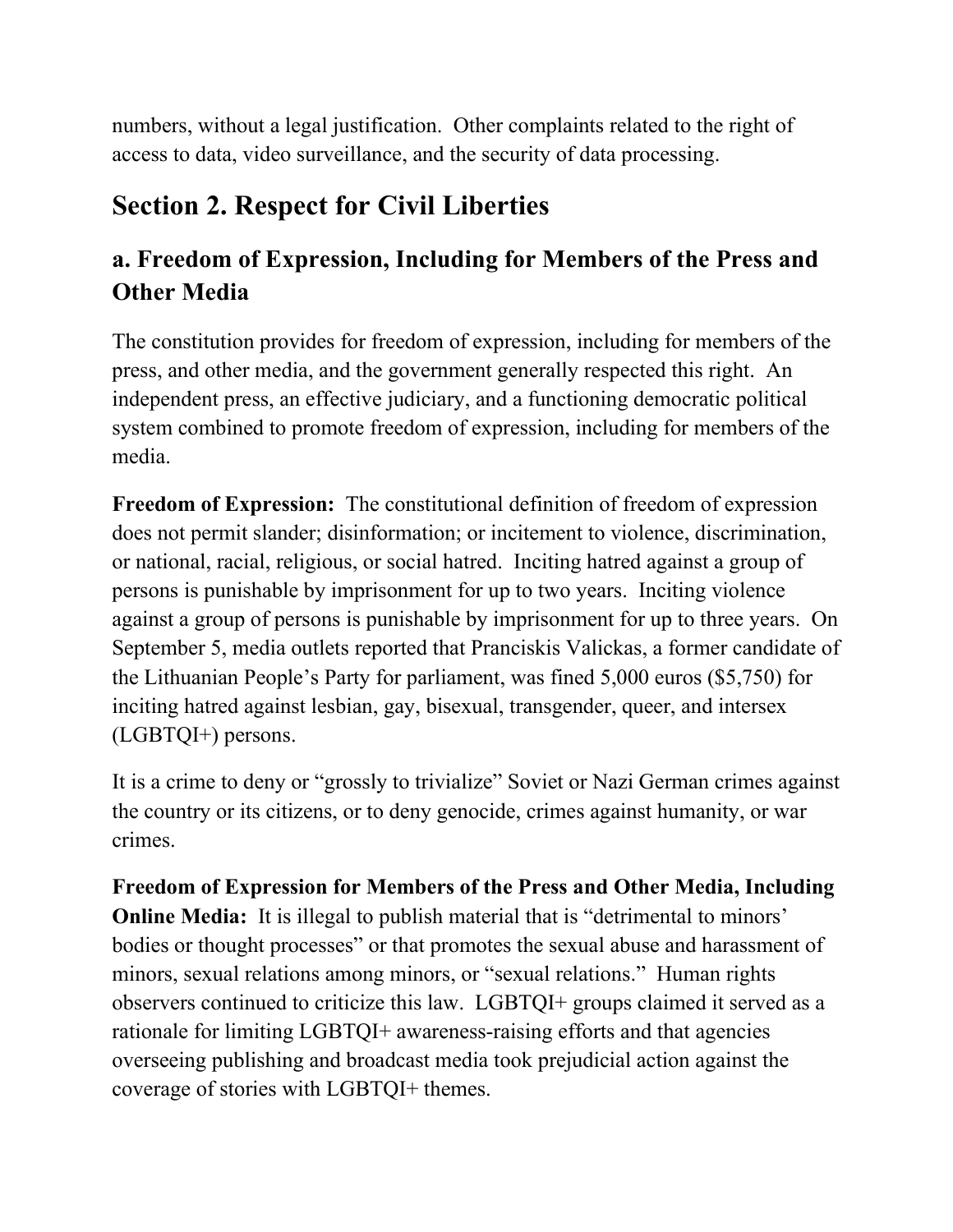numbers, without a legal justification.  Other complaints related to the right of access to data, video surveillance, and the security of data processing.

# Section 2. Respect for Civil Liberties

## a. Freedom of Expression, Including for Members of the Press and Other Media

The constitution provides for freedom of expression, including for members of the press, and other media, and the government generally respected this right.  An independent press, an effective judiciary, and a functioning democratic political system combined to promote freedom of expression, including for members of the media.

**Freedom of Expression:** The constitutional definition of freedom of expression does not permit slander; disinformation; or incitement to violence, discrimination, or national, racial, religious, or social hatred.  Inciting hatred against a group of persons is punishable by imprisonment for up to two years.  Inciting violence against a group of persons is punishable by imprisonment for up to three years.  On September 5, media outlets reported that Pranciskis Valickas, a former candidate of the Lithuanian People's Party for parliament, was fined 5,000 euros ($5,750) for inciting hatred against lesbian, gay, bisexual, transgender, queer, and intersex (LGBTQI+) persons.

It is a crime to deny or "grossly to trivialize" Soviet or Nazi German crimes against the country or its citizens, or to deny genocide, crimes against humanity, or war crimes.

**Freedom of Expression for Members of the Press and Other Media, Including Online Media:** It is illegal to publish material that is "detrimental to minors' bodies or thought processes" or that promotes the sexual abuse and harassment of minors, sexual relations among minors, or "sexual relations."  Human rights observers continued to criticize this law.  LGBTQI+ groups claimed it served as a rationale for limiting LGBTQI+ awareness-raising efforts and that agencies overseeing publishing and broadcast media took prejudicial action against the coverage of stories with LGBTQI+ themes.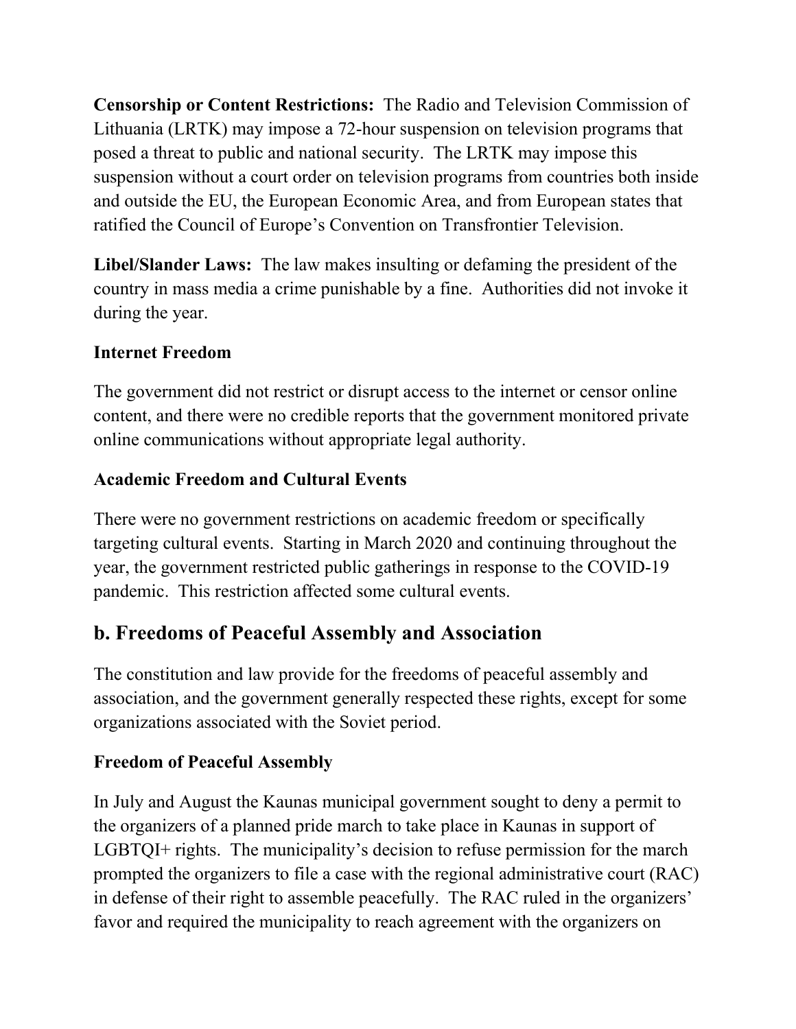**Censorship or Content Restrictions:** The Radio and Television Commission of Lithuania (LRTK) may impose a 72-hour suspension on television programs that posed a threat to public and national security. The LRTK may impose this suspension without a court order on television programs from countries both inside and outside the EU, the European Economic Area, and from European states that ratified the Council of Europe's Convention on Transfrontier Television.

**Libel/Slander Laws:** The law makes insulting or defaming the president of the country in mass media a crime punishable by a fine. Authorities did not invoke it during the year.

### Internet Freedom

The government did not restrict or disrupt access to the internet or censor online content, and there were no credible reports that the government monitored private online communications without appropriate legal authority.

### Academic Freedom and Cultural Events

There were no government restrictions on academic freedom or specifically targeting cultural events. Starting in March 2020 and continuing throughout the year, the government restricted public gatherings in response to the COVID-19 pandemic. This restriction affected some cultural events.

## b. Freedoms of Peaceful Assembly and Association

The constitution and law provide for the freedoms of peaceful assembly and association, and the government generally respected these rights, except for some organizations associated with the Soviet period.

### Freedom of Peaceful Assembly

In July and August the Kaunas municipal government sought to deny a permit to the organizers of a planned pride march to take place in Kaunas in support of LGBTQI+ rights. The municipality's decision to refuse permission for the march prompted the organizers to file a case with the regional administrative court (RAC) in defense of their right to assemble peacefully. The RAC ruled in the organizers' favor and required the municipality to reach agreement with the organizers on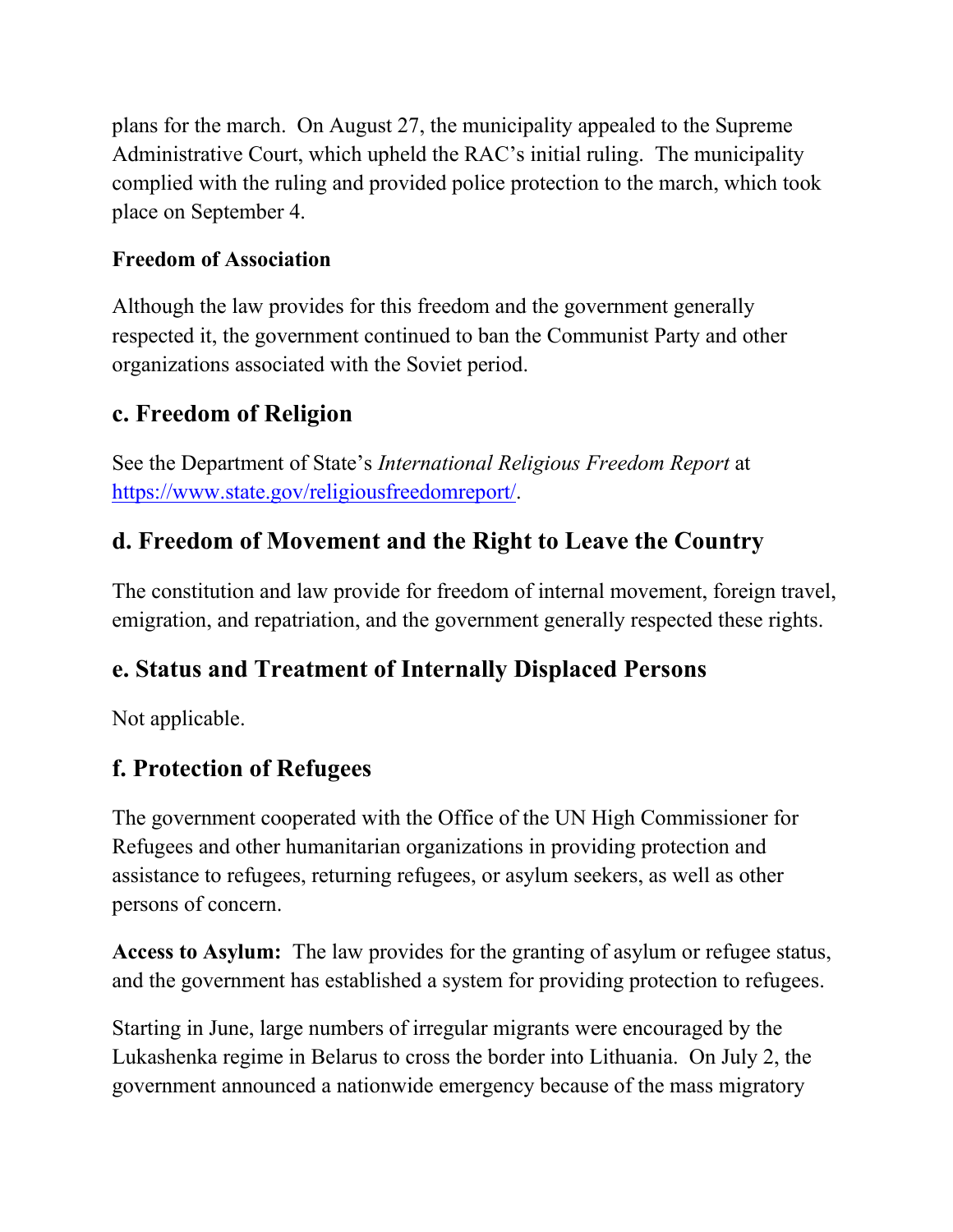plans for the march. On August 27, the municipality appealed to the Supreme Administrative Court, which upheld the RAC's initial ruling. The municipality complied with the ruling and provided police protection to the march, which took place on September 4.

**Freedom of Association**

Although the law provides for this freedom and the government generally respected it, the government continued to ban the Communist Party and other organizations associated with the Soviet period.

## c. Freedom of Religion

See the Department of State's *International Religious Freedom Report* at https://www.state.gov/religiousfreedomreport/.

## d. Freedom of Movement and the Right to Leave the Country

The constitution and law provide for freedom of internal movement, foreign travel, emigration, and repatriation, and the government generally respected these rights.

## e. Status and Treatment of Internally Displaced Persons

Not applicable.

## f. Protection of Refugees

The government cooperated with the Office of the UN High Commissioner for Refugees and other humanitarian organizations in providing protection and assistance to refugees, returning refugees, or asylum seekers, as well as other persons of concern.

**Access to Asylum:** The law provides for the granting of asylum or refugee status, and the government has established a system for providing protection to refugees.

Starting in June, large numbers of irregular migrants were encouraged by the Lukashenka regime in Belarus to cross the border into Lithuania. On July 2, the government announced a nationwide emergency because of the mass migratory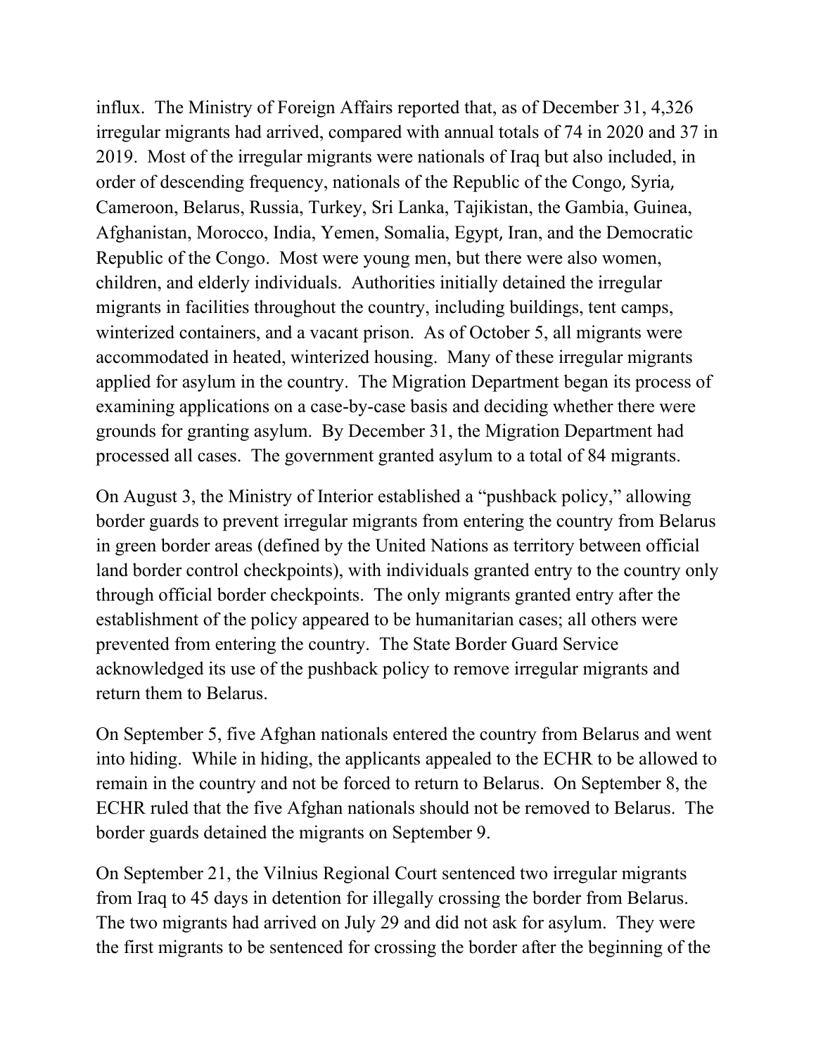influx. The Ministry of Foreign Affairs reported that, as of December 31, 4,326 irregular migrants had arrived, compared with annual totals of 74 in 2020 and 37 in 2019. Most of the irregular migrants were nationals of Iraq but also included, in order of descending frequency, nationals of the Republic of the Congo, Syria, Cameroon, Belarus, Russia, Turkey, Sri Lanka, Tajikistan, the Gambia, Guinea, Afghanistan, Morocco, India, Yemen, Somalia, Egypt, Iran, and the Democratic Republic of the Congo. Most were young men, but there were also women, children, and elderly individuals. Authorities initially detained the irregular migrants in facilities throughout the country, including buildings, tent camps, winterized containers, and a vacant prison. As of October 5, all migrants were accommodated in heated, winterized housing. Many of these irregular migrants applied for asylum in the country. The Migration Department began its process of examining applications on a case-by-case basis and deciding whether there were grounds for granting asylum. By December 31, the Migration Department had processed all cases. The government granted asylum to a total of 84 migrants.

On August 3, the Ministry of Interior established a "pushback policy," allowing border guards to prevent irregular migrants from entering the country from Belarus in green border areas (defined by the United Nations as territory between official land border control checkpoints), with individuals granted entry to the country only through official border checkpoints. The only migrants granted entry after the establishment of the policy appeared to be humanitarian cases; all others were prevented from entering the country. The State Border Guard Service acknowledged its use of the pushback policy to remove irregular migrants and return them to Belarus.

On September 5, five Afghan nationals entered the country from Belarus and went into hiding. While in hiding, the applicants appealed to the ECHR to be allowed to remain in the country and not be forced to return to Belarus. On September 8, the ECHR ruled that the five Afghan nationals should not be removed to Belarus. The border guards detained the migrants on September 9.

On September 21, the Vilnius Regional Court sentenced two irregular migrants from Iraq to 45 days in detention for illegally crossing the border from Belarus. The two migrants had arrived on July 29 and did not ask for asylum. They were the first migrants to be sentenced for crossing the border after the beginning of the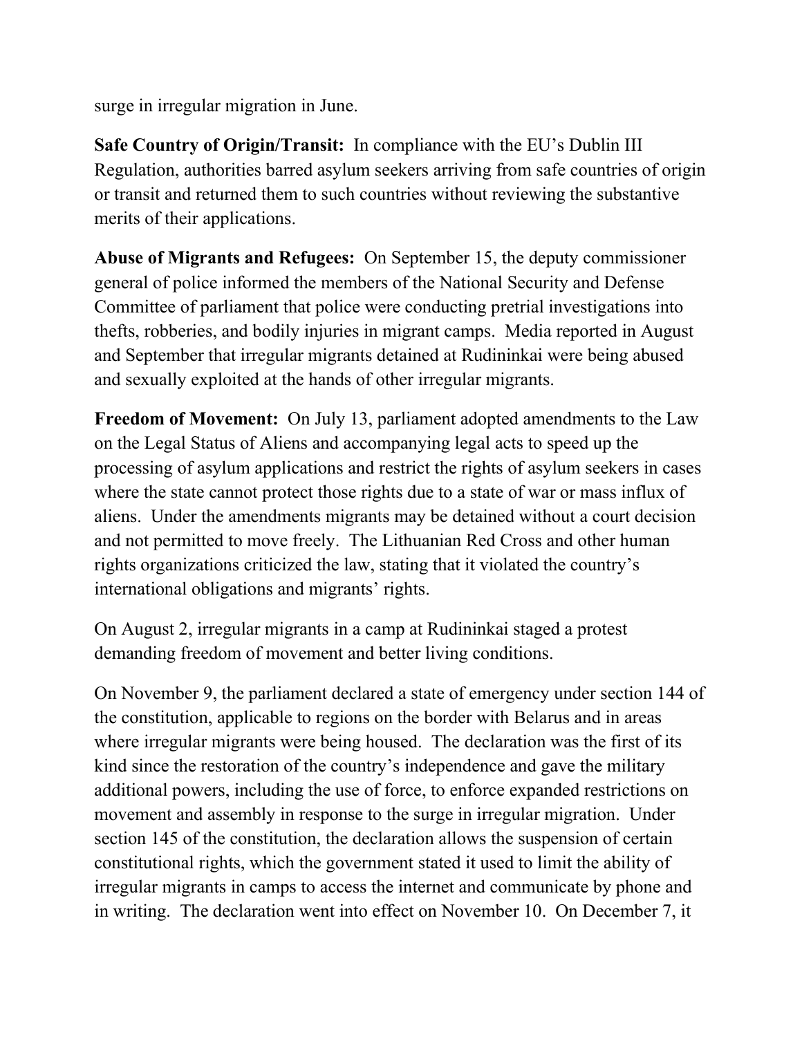surge in irregular migration in June.

**Safe Country of Origin/Transit:** In compliance with the EU's Dublin III Regulation, authorities barred asylum seekers arriving from safe countries of origin or transit and returned them to such countries without reviewing the substantive merits of their applications.

**Abuse of Migrants and Refugees:** On September 15, the deputy commissioner general of police informed the members of the National Security and Defense Committee of parliament that police were conducting pretrial investigations into thefts, robberies, and bodily injuries in migrant camps. Media reported in August and September that irregular migrants detained at Rudininkai were being abused and sexually exploited at the hands of other irregular migrants.

**Freedom of Movement:** On July 13, parliament adopted amendments to the Law on the Legal Status of Aliens and accompanying legal acts to speed up the processing of asylum applications and restrict the rights of asylum seekers in cases where the state cannot protect those rights due to a state of war or mass influx of aliens. Under the amendments migrants may be detained without a court decision and not permitted to move freely. The Lithuanian Red Cross and other human rights organizations criticized the law, stating that it violated the country's international obligations and migrants' rights.

On August 2, irregular migrants in a camp at Rudininkai staged a protest demanding freedom of movement and better living conditions.

On November 9, the parliament declared a state of emergency under section 144 of the constitution, applicable to regions on the border with Belarus and in areas where irregular migrants were being housed. The declaration was the first of its kind since the restoration of the country's independence and gave the military additional powers, including the use of force, to enforce expanded restrictions on movement and assembly in response to the surge in irregular migration. Under section 145 of the constitution, the declaration allows the suspension of certain constitutional rights, which the government stated it used to limit the ability of irregular migrants in camps to access the internet and communicate by phone and in writing. The declaration went into effect on November 10. On December 7, it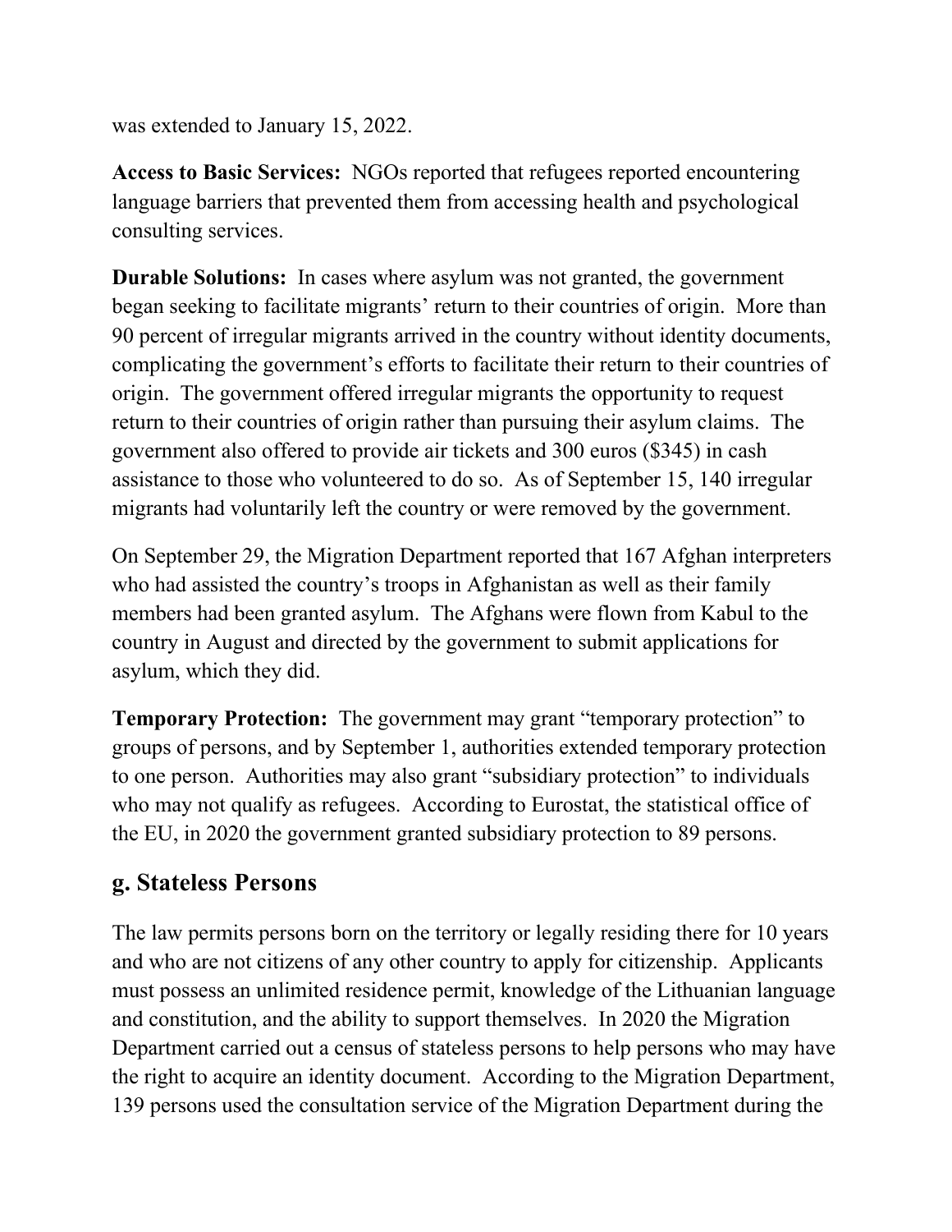was extended to January 15, 2022.

**Access to Basic Services:** NGOs reported that refugees reported encountering language barriers that prevented them from accessing health and psychological consulting services.

**Durable Solutions:** In cases where asylum was not granted, the government began seeking to facilitate migrants' return to their countries of origin. More than 90 percent of irregular migrants arrived in the country without identity documents, complicating the government's efforts to facilitate their return to their countries of origin. The government offered irregular migrants the opportunity to request return to their countries of origin rather than pursuing their asylum claims. The government also offered to provide air tickets and 300 euros ($345) in cash assistance to those who volunteered to do so. As of September 15, 140 irregular migrants had voluntarily left the country or were removed by the government.

On September 29, the Migration Department reported that 167 Afghan interpreters who had assisted the country's troops in Afghanistan as well as their family members had been granted asylum. The Afghans were flown from Kabul to the country in August and directed by the government to submit applications for asylum, which they did.

**Temporary Protection:** The government may grant "temporary protection" to groups of persons, and by September 1, authorities extended temporary protection to one person. Authorities may also grant "subsidiary protection" to individuals who may not qualify as refugees. According to Eurostat, the statistical office of the EU, in 2020 the government granted subsidiary protection to 89 persons.

## g. Stateless Persons

The law permits persons born on the territory or legally residing there for 10 years and who are not citizens of any other country to apply for citizenship. Applicants must possess an unlimited residence permit, knowledge of the Lithuanian language and constitution, and the ability to support themselves. In 2020 the Migration Department carried out a census of stateless persons to help persons who may have the right to acquire an identity document. According to the Migration Department, 139 persons used the consultation service of the Migration Department during the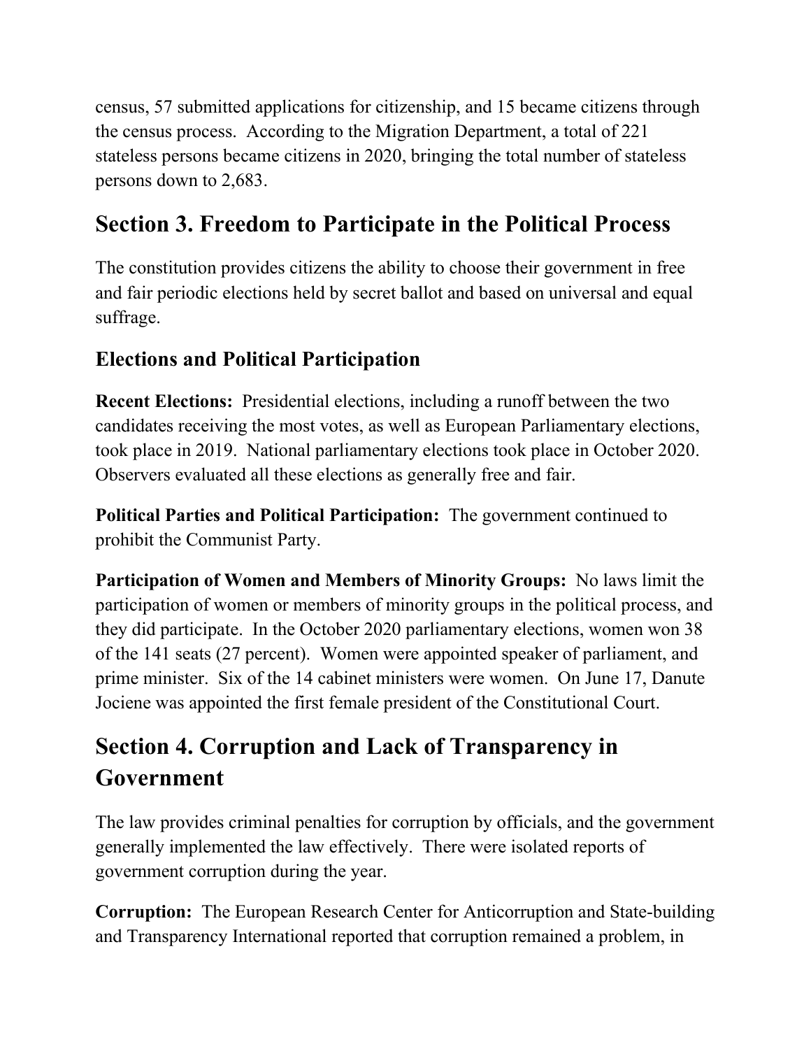census, 57 submitted applications for citizenship, and 15 became citizens through the census process. According to the Migration Department, a total of 221 stateless persons became citizens in 2020, bringing the total number of stateless persons down to 2,683.

## Section 3. Freedom to Participate in the Political Process

The constitution provides citizens the ability to choose their government in free and fair periodic elections held by secret ballot and based on universal and equal suffrage.

### Elections and Political Participation

**Recent Elections:** Presidential elections, including a runoff between the two candidates receiving the most votes, as well as European Parliamentary elections, took place in 2019. National parliamentary elections took place in October 2020. Observers evaluated all these elections as generally free and fair.

**Political Parties and Political Participation:** The government continued to prohibit the Communist Party.

**Participation of Women and Members of Minority Groups:** No laws limit the participation of women or members of minority groups in the political process, and they did participate. In the October 2020 parliamentary elections, women won 38 of the 141 seats (27 percent). Women were appointed speaker of parliament, and prime minister. Six of the 14 cabinet ministers were women. On June 17, Danute Jociene was appointed the first female president of the Constitutional Court.

## Section 4. Corruption and Lack of Transparency in Government

The law provides criminal penalties for corruption by officials, and the government generally implemented the law effectively. There were isolated reports of government corruption during the year.

**Corruption:** The European Research Center for Anticorruption and State-building and Transparency International reported that corruption remained a problem, in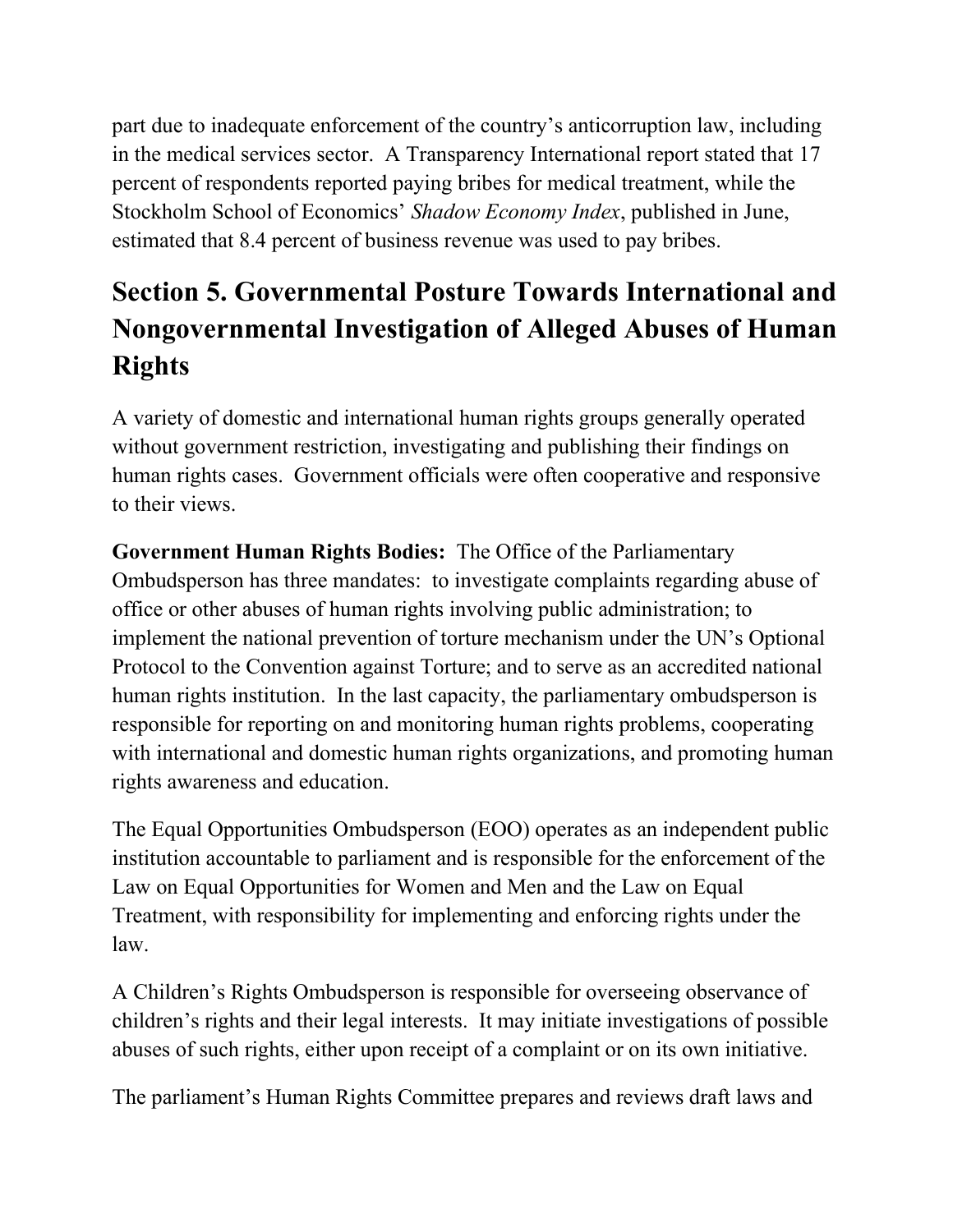part due to inadequate enforcement of the country's anticorruption law, including in the medical services sector. A Transparency International report stated that 17 percent of respondents reported paying bribes for medical treatment, while the Stockholm School of Economics' *Shadow Economy Index*, published in June, estimated that 8.4 percent of business revenue was used to pay bribes.

## Section 5. Governmental Posture Towards International and Nongovernmental Investigation of Alleged Abuses of Human Rights

A variety of domestic and international human rights groups generally operated without government restriction, investigating and publishing their findings on human rights cases. Government officials were often cooperative and responsive to their views.

**Government Human Rights Bodies:** The Office of the Parliamentary Ombudsperson has three mandates: to investigate complaints regarding abuse of office or other abuses of human rights involving public administration; to implement the national prevention of torture mechanism under the UN's Optional Protocol to the Convention against Torture; and to serve as an accredited national human rights institution. In the last capacity, the parliamentary ombudsperson is responsible for reporting on and monitoring human rights problems, cooperating with international and domestic human rights organizations, and promoting human rights awareness and education.

The Equal Opportunities Ombudsperson (EOO) operates as an independent public institution accountable to parliament and is responsible for the enforcement of the Law on Equal Opportunities for Women and Men and the Law on Equal Treatment, with responsibility for implementing and enforcing rights under the law.

A Children's Rights Ombudsperson is responsible for overseeing observance of children's rights and their legal interests. It may initiate investigations of possible abuses of such rights, either upon receipt of a complaint or on its own initiative.

The parliament's Human Rights Committee prepares and reviews draft laws and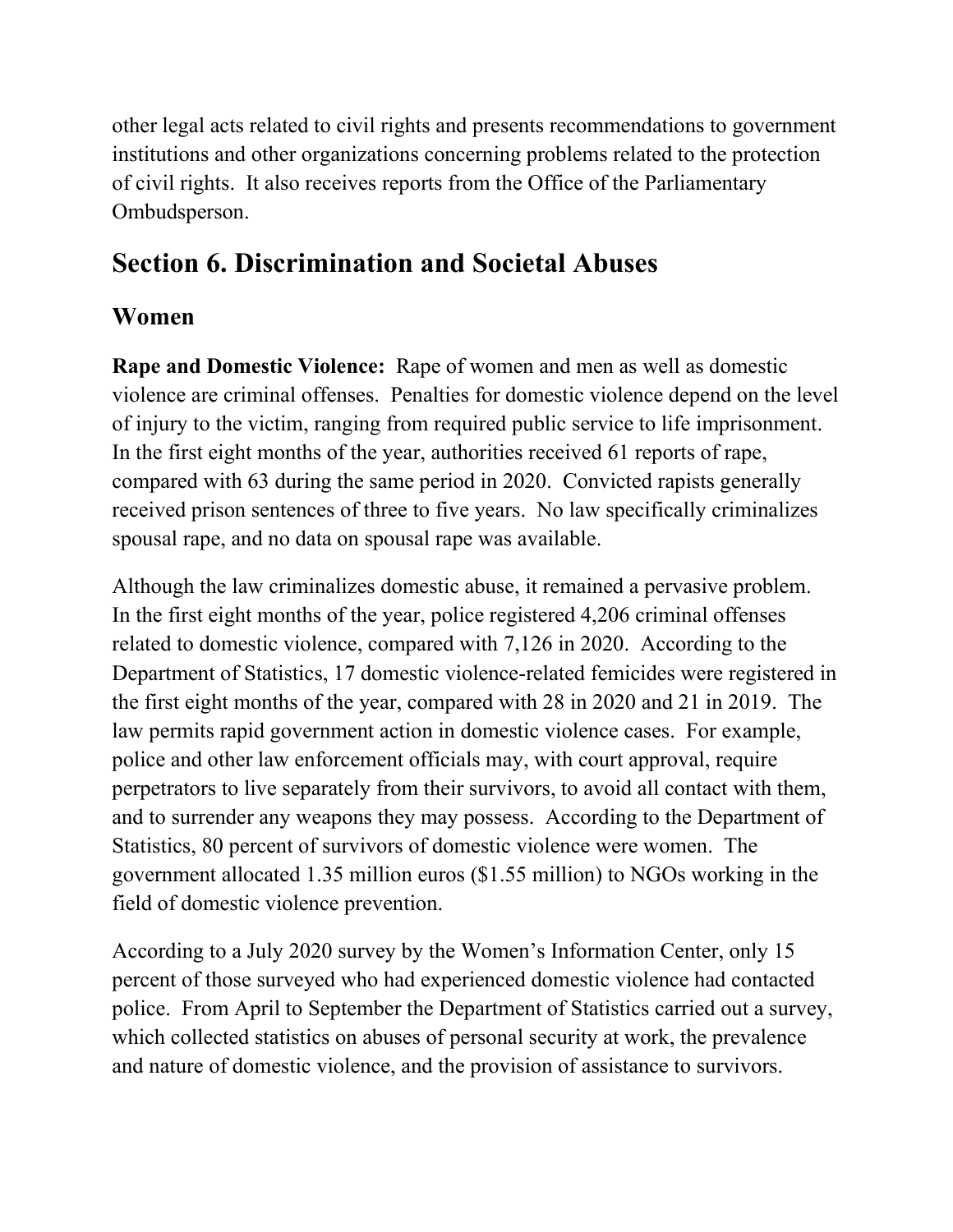other legal acts related to civil rights and presents recommendations to government institutions and other organizations concerning problems related to the protection of civil rights. It also receives reports from the Office of the Parliamentary Ombudsperson.

## Section 6. Discrimination and Societal Abuses

### Women

**Rape and Domestic Violence:** Rape of women and men as well as domestic violence are criminal offenses. Penalties for domestic violence depend on the level of injury to the victim, ranging from required public service to life imprisonment. In the first eight months of the year, authorities received 61 reports of rape, compared with 63 during the same period in 2020. Convicted rapists generally received prison sentences of three to five years. No law specifically criminalizes spousal rape, and no data on spousal rape was available.

Although the law criminalizes domestic abuse, it remained a pervasive problem. In the first eight months of the year, police registered 4,206 criminal offenses related to domestic violence, compared with 7,126 in 2020. According to the Department of Statistics, 17 domestic violence-related femicides were registered in the first eight months of the year, compared with 28 in 2020 and 21 in 2019. The law permits rapid government action in domestic violence cases. For example, police and other law enforcement officials may, with court approval, require perpetrators to live separately from their survivors, to avoid all contact with them, and to surrender any weapons they may possess. According to the Department of Statistics, 80 percent of survivors of domestic violence were women. The government allocated 1.35 million euros ($1.55 million) to NGOs working in the field of domestic violence prevention.

According to a July 2020 survey by the Women's Information Center, only 15 percent of those surveyed who had experienced domestic violence had contacted police. From April to September the Department of Statistics carried out a survey, which collected statistics on abuses of personal security at work, the prevalence and nature of domestic violence, and the provision of assistance to survivors.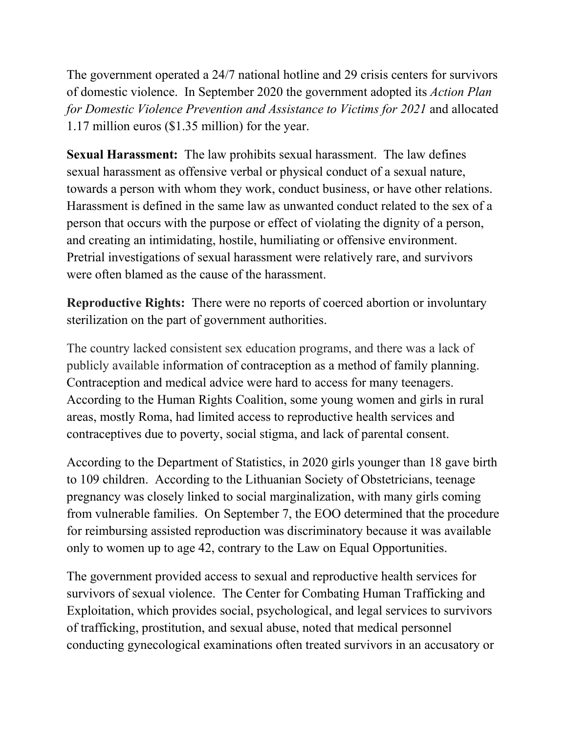The government operated a 24/7 national hotline and 29 crisis centers for survivors of domestic violence. In September 2020 the government adopted its *Action Plan for Domestic Violence Prevention and Assistance to Victims for 2021* and allocated 1.17 million euros ($1.35 million) for the year.

**Sexual Harassment:** The law prohibits sexual harassment. The law defines sexual harassment as offensive verbal or physical conduct of a sexual nature, towards a person with whom they work, conduct business, or have other relations. Harassment is defined in the same law as unwanted conduct related to the sex of a person that occurs with the purpose or effect of violating the dignity of a person, and creating an intimidating, hostile, humiliating or offensive environment. Pretrial investigations of sexual harassment were relatively rare, and survivors were often blamed as the cause of the harassment.

**Reproductive Rights:** There were no reports of coerced abortion or involuntary sterilization on the part of government authorities.

The country lacked consistent sex education programs, and there was a lack of publicly available information of contraception as a method of family planning. Contraception and medical advice were hard to access for many teenagers. According to the Human Rights Coalition, some young women and girls in rural areas, mostly Roma, had limited access to reproductive health services and contraceptives due to poverty, social stigma, and lack of parental consent.

According to the Department of Statistics, in 2020 girls younger than 18 gave birth to 109 children. According to the Lithuanian Society of Obstetricians, teenage pregnancy was closely linked to social marginalization, with many girls coming from vulnerable families. On September 7, the EOO determined that the procedure for reimbursing assisted reproduction was discriminatory because it was available only to women up to age 42, contrary to the Law on Equal Opportunities.

The government provided access to sexual and reproductive health services for survivors of sexual violence. The Center for Combating Human Trafficking and Exploitation, which provides social, psychological, and legal services to survivors of trafficking, prostitution, and sexual abuse, noted that medical personnel conducting gynecological examinations often treated survivors in an accusatory or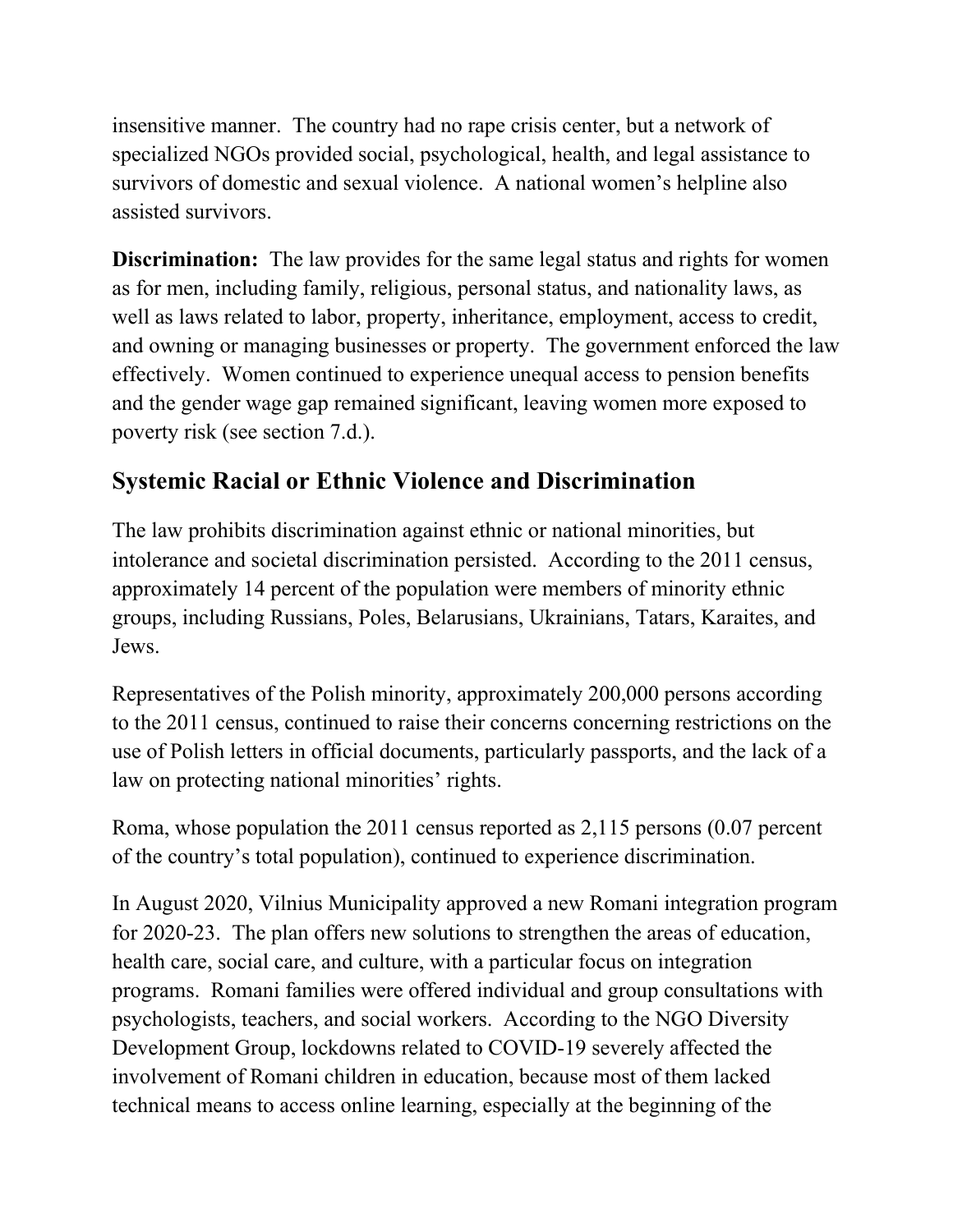insensitive manner. The country had no rape crisis center, but a network of specialized NGOs provided social, psychological, health, and legal assistance to survivors of domestic and sexual violence. A national women's helpline also assisted survivors.

**Discrimination:** The law provides for the same legal status and rights for women as for men, including family, religious, personal status, and nationality laws, as well as laws related to labor, property, inheritance, employment, access to credit, and owning or managing businesses or property. The government enforced the law effectively. Women continued to experience unequal access to pension benefits and the gender wage gap remained significant, leaving women more exposed to poverty risk (see section 7.d.).

## Systemic Racial or Ethnic Violence and Discrimination

The law prohibits discrimination against ethnic or national minorities, but intolerance and societal discrimination persisted. According to the 2011 census, approximately 14 percent of the population were members of minority ethnic groups, including Russians, Poles, Belarusians, Ukrainians, Tatars, Karaites, and Jews.

Representatives of the Polish minority, approximately 200,000 persons according to the 2011 census, continued to raise their concerns concerning restrictions on the use of Polish letters in official documents, particularly passports, and the lack of a law on protecting national minorities' rights.

Roma, whose population the 2011 census reported as 2,115 persons (0.07 percent of the country's total population), continued to experience discrimination.

In August 2020, Vilnius Municipality approved a new Romani integration program for 2020-23. The plan offers new solutions to strengthen the areas of education, health care, social care, and culture, with a particular focus on integration programs. Romani families were offered individual and group consultations with psychologists, teachers, and social workers. According to the NGO Diversity Development Group, lockdowns related to COVID-19 severely affected the involvement of Romani children in education, because most of them lacked technical means to access online learning, especially at the beginning of the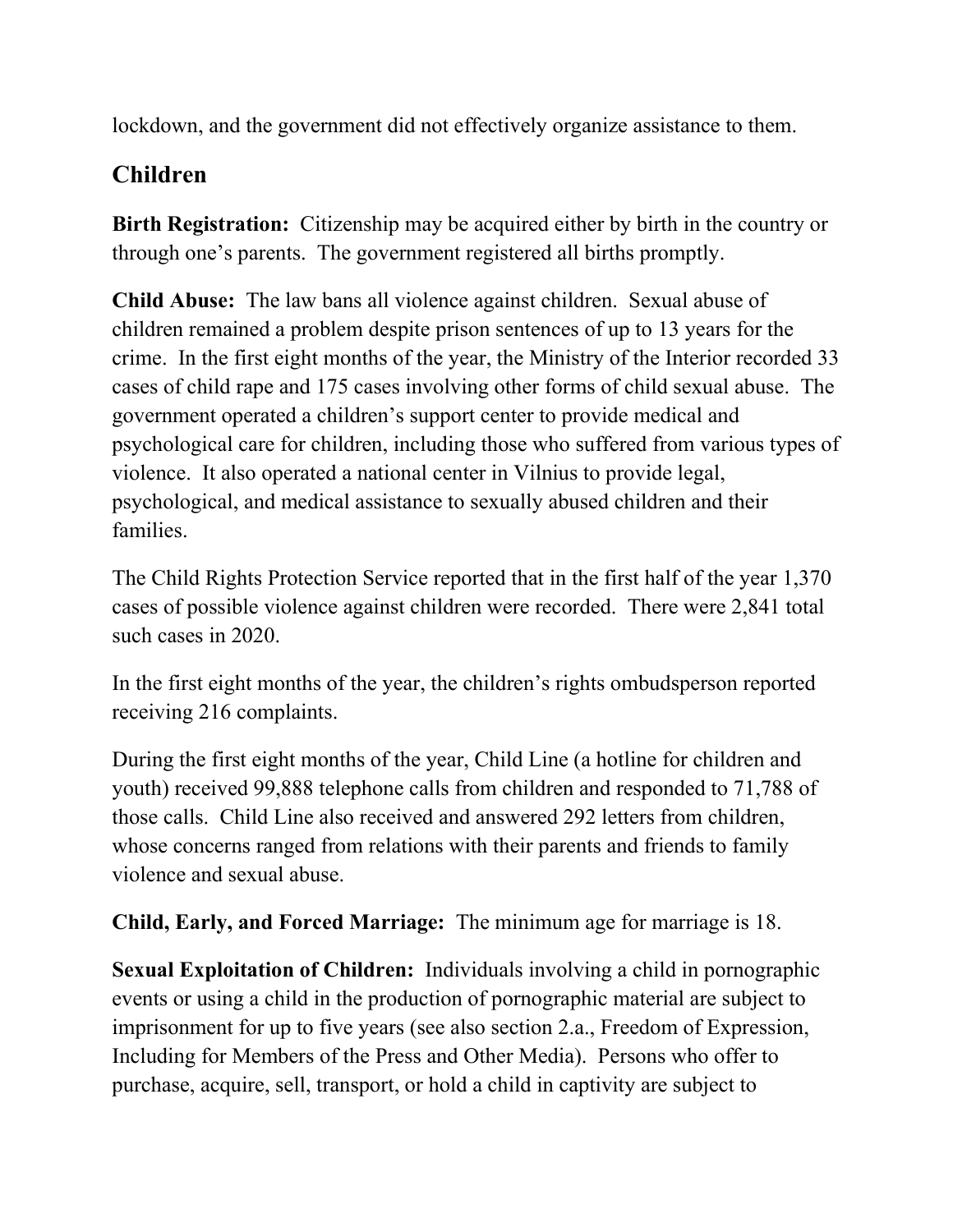lockdown, and the government did not effectively organize assistance to them.

## Children

**Birth Registration:** Citizenship may be acquired either by birth in the country or through one's parents. The government registered all births promptly.

**Child Abuse:** The law bans all violence against children. Sexual abuse of children remained a problem despite prison sentences of up to 13 years for the crime. In the first eight months of the year, the Ministry of the Interior recorded 33 cases of child rape and 175 cases involving other forms of child sexual abuse. The government operated a children's support center to provide medical and psychological care for children, including those who suffered from various types of violence. It also operated a national center in Vilnius to provide legal, psychological, and medical assistance to sexually abused children and their families.

The Child Rights Protection Service reported that in the first half of the year 1,370 cases of possible violence against children were recorded. There were 2,841 total such cases in 2020.

In the first eight months of the year, the children's rights ombudsperson reported receiving 216 complaints.

During the first eight months of the year, Child Line (a hotline for children and youth) received 99,888 telephone calls from children and responded to 71,788 of those calls. Child Line also received and answered 292 letters from children, whose concerns ranged from relations with their parents and friends to family violence and sexual abuse.

**Child, Early, and Forced Marriage:** The minimum age for marriage is 18.

**Sexual Exploitation of Children:** Individuals involving a child in pornographic events or using a child in the production of pornographic material are subject to imprisonment for up to five years (see also section 2.a., Freedom of Expression, Including for Members of the Press and Other Media). Persons who offer to purchase, acquire, sell, transport, or hold a child in captivity are subject to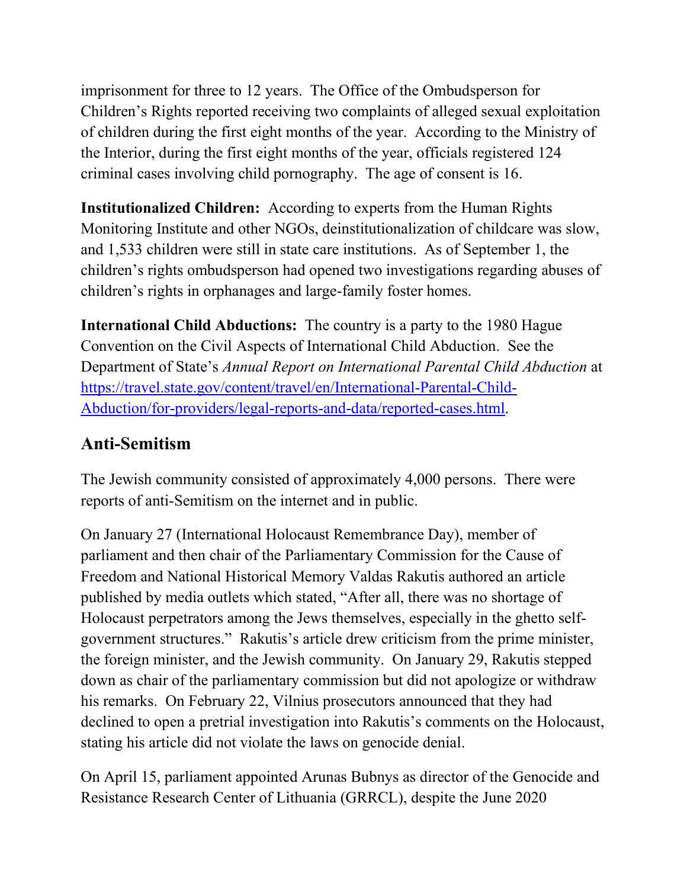imprisonment for three to 12 years. The Office of the Ombudsperson for Children's Rights reported receiving two complaints of alleged sexual exploitation of children during the first eight months of the year. According to the Ministry of the Interior, during the first eight months of the year, officials registered 124 criminal cases involving child pornography. The age of consent is 16.

**Institutionalized Children:** According to experts from the Human Rights Monitoring Institute and other NGOs, deinstitutionalization of childcare was slow, and 1,533 children were still in state care institutions. As of September 1, the children's rights ombudsperson had opened two investigations regarding abuses of children's rights in orphanages and large-family foster homes.

**International Child Abductions:** The country is a party to the 1980 Hague Convention on the Civil Aspects of International Child Abduction. See the Department of State's *Annual Report on International Parental Child Abduction* at [https://travel.state.gov/content/travel/en/International-Parental-Child-Abduction/for-providers/legal-reports-and-data/reported-cases.html](https://travel.state.gov/content/travel/en/International-Parental-Child-Abduction/for-providers/legal-reports-and-data/reported-cases.html).

## Anti-Semitism

The Jewish community consisted of approximately 4,000 persons. There were reports of anti-Semitism on the internet and in public.

On January 27 (International Holocaust Remembrance Day), member of parliament and then chair of the Parliamentary Commission for the Cause of Freedom and National Historical Memory Valdas Rakutis authored an article published by media outlets which stated, "After all, there was no shortage of Holocaust perpetrators among the Jews themselves, especially in the ghetto self-government structures." Rakutis's article drew criticism from the prime minister, the foreign minister, and the Jewish community. On January 29, Rakutis stepped down as chair of the parliamentary commission but did not apologize or withdraw his remarks. On February 22, Vilnius prosecutors announced that they had declined to open a pretrial investigation into Rakutis's comments on the Holocaust, stating his article did not violate the laws on genocide denial.

On April 15, parliament appointed Arunas Bubnys as director of the Genocide and Resistance Research Center of Lithuania (GRRCL), despite the June 2020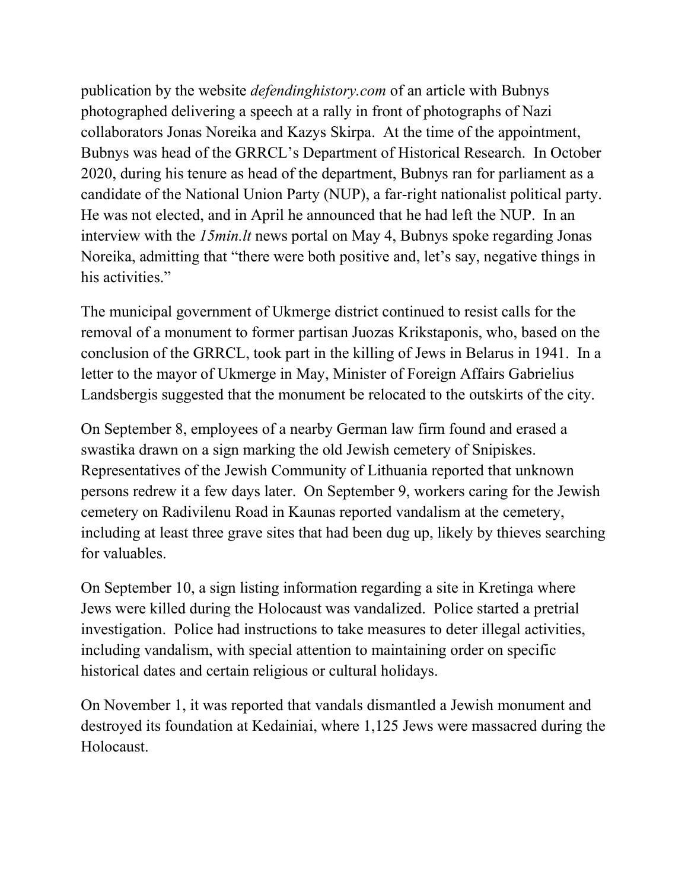publication by the website *defendinghistory.com* of an article with Bubnys photographed delivering a speech at a rally in front of photographs of Nazi collaborators Jonas Noreika and Kazys Skirpa. At the time of the appointment, Bubnys was head of the GRRCL's Department of Historical Research. In October 2020, during his tenure as head of the department, Bubnys ran for parliament as a candidate of the National Union Party (NUP), a far-right nationalist political party. He was not elected, and in April he announced that he had left the NUP. In an interview with the *15min.lt* news portal on May 4, Bubnys spoke regarding Jonas Noreika, admitting that "there were both positive and, let's say, negative things in his activities."

The municipal government of Ukmerge district continued to resist calls for the removal of a monument to former partisan Juozas Krikstaponis, who, based on the conclusion of the GRRCL, took part in the killing of Jews in Belarus in 1941. In a letter to the mayor of Ukmerge in May, Minister of Foreign Affairs Gabrielius Landsbergis suggested that the monument be relocated to the outskirts of the city.

On September 8, employees of a nearby German law firm found and erased a swastika drawn on a sign marking the old Jewish cemetery of Snipiskes. Representatives of the Jewish Community of Lithuania reported that unknown persons redrew it a few days later. On September 9, workers caring for the Jewish cemetery on Radivilenu Road in Kaunas reported vandalism at the cemetery, including at least three grave sites that had been dug up, likely by thieves searching for valuables.

On September 10, a sign listing information regarding a site in Kretinga where Jews were killed during the Holocaust was vandalized. Police started a pretrial investigation. Police had instructions to take measures to deter illegal activities, including vandalism, with special attention to maintaining order on specific historical dates and certain religious or cultural holidays.

On November 1, it was reported that vandals dismantled a Jewish monument and destroyed its foundation at Kedainiai, where 1,125 Jews were massacred during the Holocaust.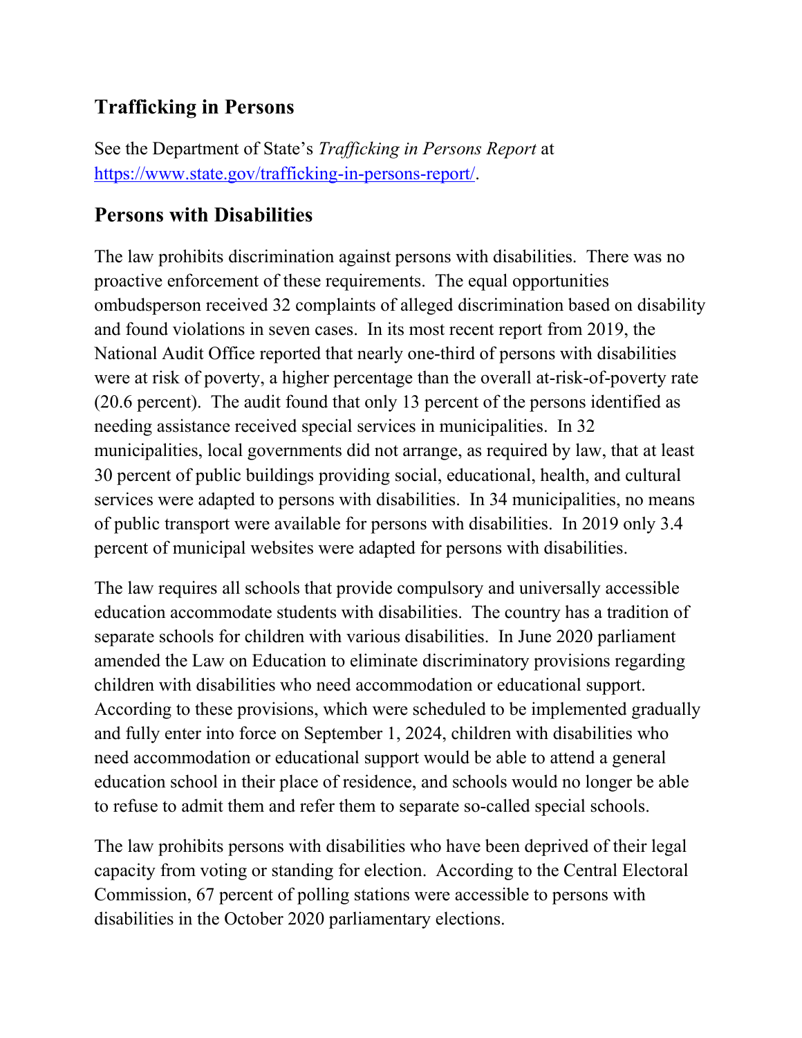## Trafficking in Persons

See the Department of State's *Trafficking in Persons Report* at [https://www.state.gov/trafficking-in-persons-report/](https://www.state.gov/trafficking-in-persons-report/).

## Persons with Disabilities

The law prohibits discrimination against persons with disabilities. There was no proactive enforcement of these requirements. The equal opportunities ombudsperson received 32 complaints of alleged discrimination based on disability and found violations in seven cases. In its most recent report from 2019, the National Audit Office reported that nearly one-third of persons with disabilities were at risk of poverty, a higher percentage than the overall at-risk-of-poverty rate (20.6 percent). The audit found that only 13 percent of the persons identified as needing assistance received special services in municipalities. In 32 municipalities, local governments did not arrange, as required by law, that at least 30 percent of public buildings providing social, educational, health, and cultural services were adapted to persons with disabilities. In 34 municipalities, no means of public transport were available for persons with disabilities. In 2019 only 3.4 percent of municipal websites were adapted for persons with disabilities.

The law requires all schools that provide compulsory and universally accessible education accommodate students with disabilities. The country has a tradition of separate schools for children with various disabilities. In June 2020 parliament amended the Law on Education to eliminate discriminatory provisions regarding children with disabilities who need accommodation or educational support. According to these provisions, which were scheduled to be implemented gradually and fully enter into force on September 1, 2024, children with disabilities who need accommodation or educational support would be able to attend a general education school in their place of residence, and schools would no longer be able to refuse to admit them and refer them to separate so-called special schools.

The law prohibits persons with disabilities who have been deprived of their legal capacity from voting or standing for election. According to the Central Electoral Commission, 67 percent of polling stations were accessible to persons with disabilities in the October 2020 parliamentary elections.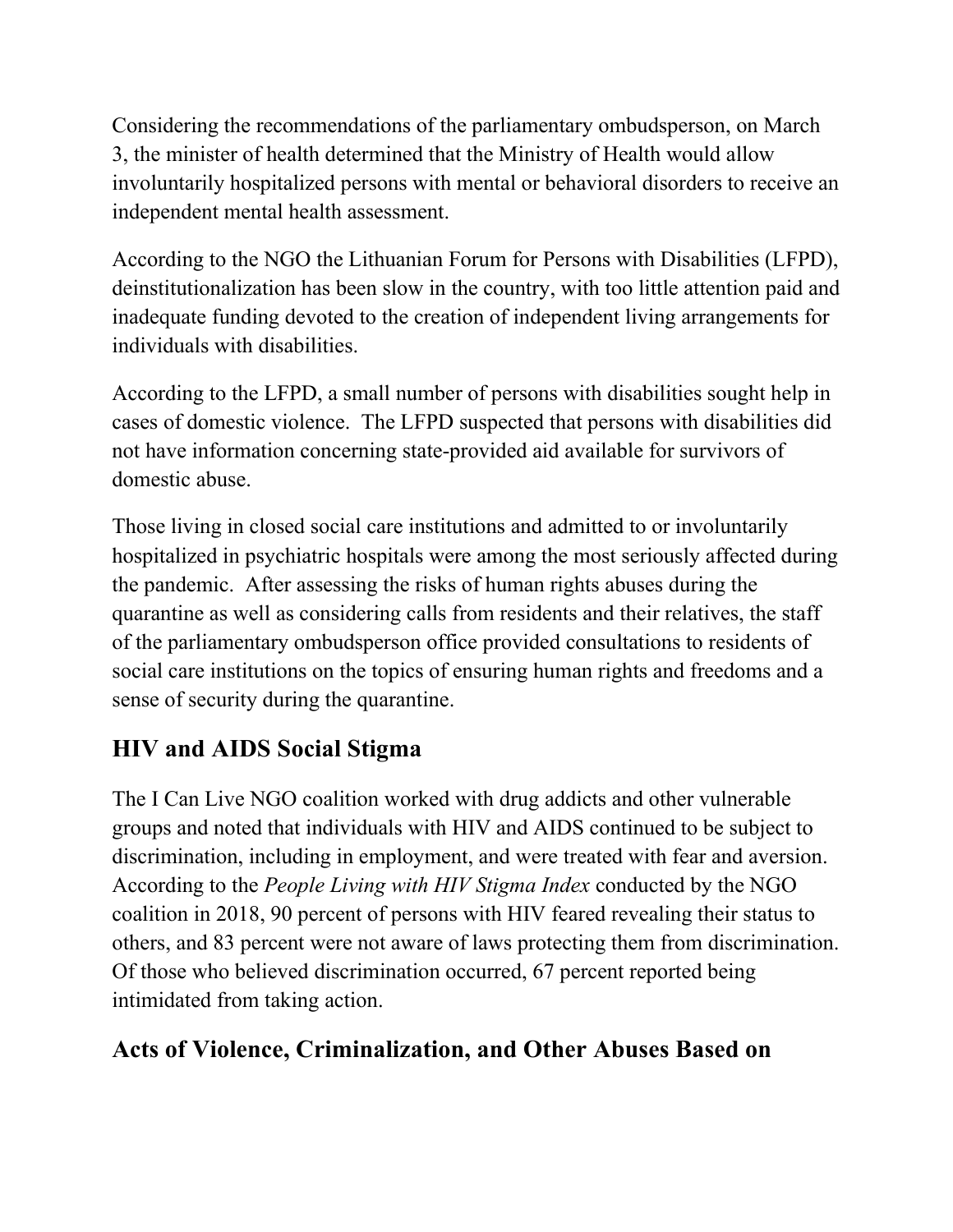Considering the recommendations of the parliamentary ombudsperson, on March 3, the minister of health determined that the Ministry of Health would allow involuntarily hospitalized persons with mental or behavioral disorders to receive an independent mental health assessment.

According to the NGO the Lithuanian Forum for Persons with Disabilities (LFPD), deinstitutionalization has been slow in the country, with too little attention paid and inadequate funding devoted to the creation of independent living arrangements for individuals with disabilities.

According to the LFPD, a small number of persons with disabilities sought help in cases of domestic violence. The LFPD suspected that persons with disabilities did not have information concerning state-provided aid available for survivors of domestic abuse.

Those living in closed social care institutions and admitted to or involuntarily hospitalized in psychiatric hospitals were among the most seriously affected during the pandemic. After assessing the risks of human rights abuses during the quarantine as well as considering calls from residents and their relatives, the staff of the parliamentary ombudsperson office provided consultations to residents of social care institutions on the topics of ensuring human rights and freedoms and a sense of security during the quarantine.

## HIV and AIDS Social Stigma

The I Can Live NGO coalition worked with drug addicts and other vulnerable groups and noted that individuals with HIV and AIDS continued to be subject to discrimination, including in employment, and were treated with fear and aversion. According to the *People Living with HIV Stigma Index* conducted by the NGO coalition in 2018, 90 percent of persons with HIV feared revealing their status to others, and 83 percent were not aware of laws protecting them from discrimination. Of those who believed discrimination occurred, 67 percent reported being intimidated from taking action.

## Acts of Violence, Criminalization, and Other Abuses Based on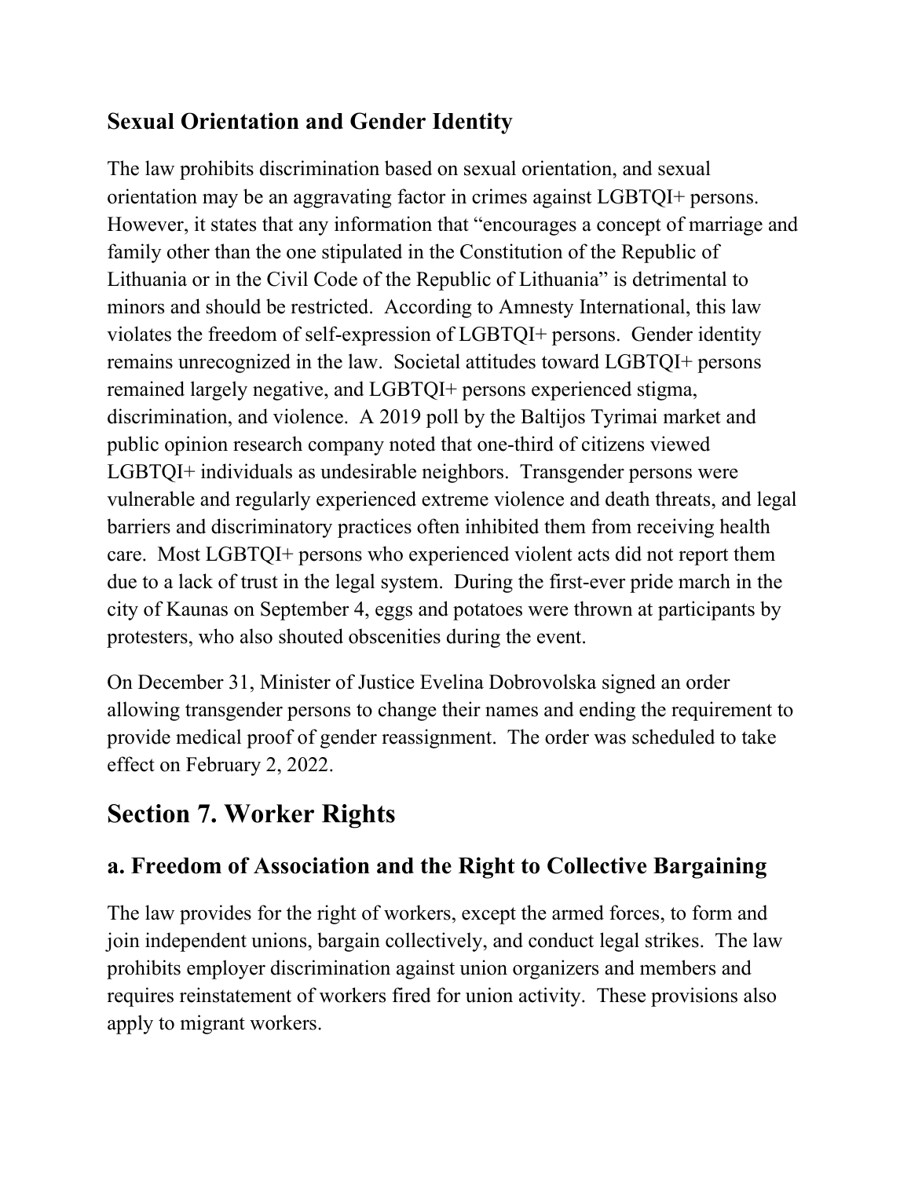### Sexual Orientation and Gender Identity

The law prohibits discrimination based on sexual orientation, and sexual orientation may be an aggravating factor in crimes against LGBTQI+ persons. However, it states that any information that "encourages a concept of marriage and family other than the one stipulated in the Constitution of the Republic of Lithuania or in the Civil Code of the Republic of Lithuania" is detrimental to minors and should be restricted. According to Amnesty International, this law violates the freedom of self-expression of LGBTQI+ persons. Gender identity remains unrecognized in the law. Societal attitudes toward LGBTQI+ persons remained largely negative, and LGBTQI+ persons experienced stigma, discrimination, and violence. A 2019 poll by the Baltijos Tyrimai market and public opinion research company noted that one-third of citizens viewed LGBTQI+ individuals as undesirable neighbors. Transgender persons were vulnerable and regularly experienced extreme violence and death threats, and legal barriers and discriminatory practices often inhibited them from receiving health care. Most LGBTQI+ persons who experienced violent acts did not report them due to a lack of trust in the legal system. During the first-ever pride march in the city of Kaunas on September 4, eggs and potatoes were thrown at participants by protesters, who also shouted obscenities during the event.

On December 31, Minister of Justice Evelina Dobrovolska signed an order allowing transgender persons to change their names and ending the requirement to provide medical proof of gender reassignment. The order was scheduled to take effect on February 2, 2022.

## Section 7. Worker Rights

### a. Freedom of Association and the Right to Collective Bargaining

The law provides for the right of workers, except the armed forces, to form and join independent unions, bargain collectively, and conduct legal strikes. The law prohibits employer discrimination against union organizers and members and requires reinstatement of workers fired for union activity. These provisions also apply to migrant workers.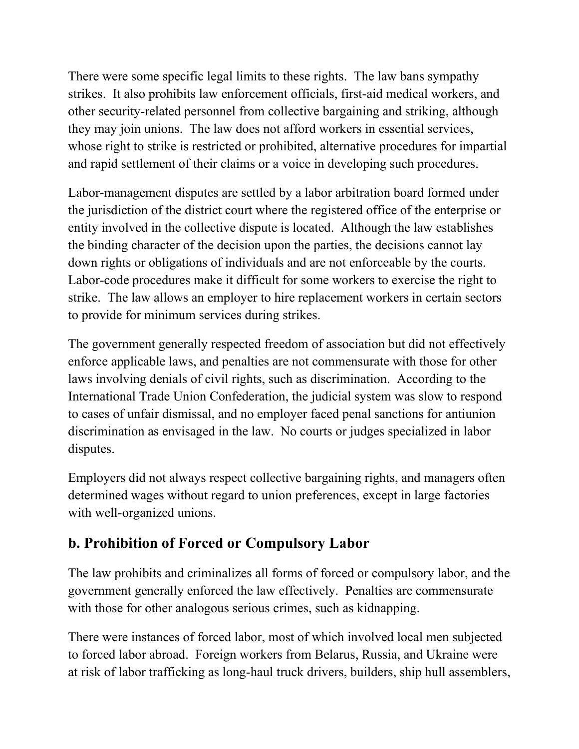There were some specific legal limits to these rights. The law bans sympathy strikes. It also prohibits law enforcement officials, first-aid medical workers, and other security-related personnel from collective bargaining and striking, although they may join unions. The law does not afford workers in essential services, whose right to strike is restricted or prohibited, alternative procedures for impartial and rapid settlement of their claims or a voice in developing such procedures.

Labor-management disputes are settled by a labor arbitration board formed under the jurisdiction of the district court where the registered office of the enterprise or entity involved in the collective dispute is located. Although the law establishes the binding character of the decision upon the parties, the decisions cannot lay down rights or obligations of individuals and are not enforceable by the courts. Labor-code procedures make it difficult for some workers to exercise the right to strike. The law allows an employer to hire replacement workers in certain sectors to provide for minimum services during strikes.

The government generally respected freedom of association but did not effectively enforce applicable laws, and penalties are not commensurate with those for other laws involving denials of civil rights, such as discrimination. According to the International Trade Union Confederation, the judicial system was slow to respond to cases of unfair dismissal, and no employer faced penal sanctions for antiunion discrimination as envisaged in the law. No courts or judges specialized in labor disputes.

Employers did not always respect collective bargaining rights, and managers often determined wages without regard to union preferences, except in large factories with well-organized unions.

## b. Prohibition of Forced or Compulsory Labor

The law prohibits and criminalizes all forms of forced or compulsory labor, and the government generally enforced the law effectively. Penalties are commensurate with those for other analogous serious crimes, such as kidnapping.

There were instances of forced labor, most of which involved local men subjected to forced labor abroad. Foreign workers from Belarus, Russia, and Ukraine were at risk of labor trafficking as long-haul truck drivers, builders, ship hull assemblers,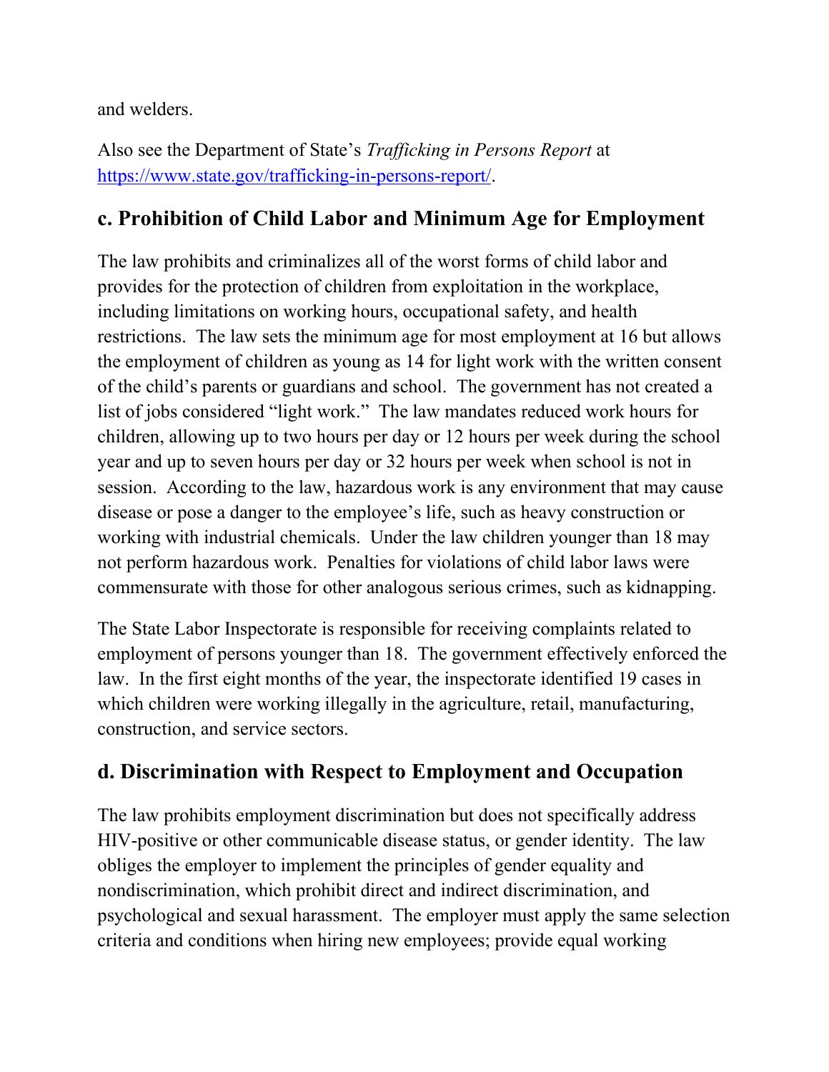and welders.

Also see the Department of State's *Trafficking in Persons Report* at [https://www.state.gov/trafficking-in-persons-report/](https://www.state.gov/trafficking-in-persons-report/).

## c. Prohibition of Child Labor and Minimum Age for Employment

The law prohibits and criminalizes all of the worst forms of child labor and provides for the protection of children from exploitation in the workplace, including limitations on working hours, occupational safety, and health restrictions. The law sets the minimum age for most employment at 16 but allows the employment of children as young as 14 for light work with the written consent of the child's parents or guardians and school. The government has not created a list of jobs considered "light work." The law mandates reduced work hours for children, allowing up to two hours per day or 12 hours per week during the school year and up to seven hours per day or 32 hours per week when school is not in session. According to the law, hazardous work is any environment that may cause disease or pose a danger to the employee's life, such as heavy construction or working with industrial chemicals. Under the law children younger than 18 may not perform hazardous work. Penalties for violations of child labor laws were commensurate with those for other analogous serious crimes, such as kidnapping.

The State Labor Inspectorate is responsible for receiving complaints related to employment of persons younger than 18. The government effectively enforced the law. In the first eight months of the year, the inspectorate identified 19 cases in which children were working illegally in the agriculture, retail, manufacturing, construction, and service sectors.

## d. Discrimination with Respect to Employment and Occupation

The law prohibits employment discrimination but does not specifically address HIV-positive or other communicable disease status, or gender identity. The law obliges the employer to implement the principles of gender equality and nondiscrimination, which prohibit direct and indirect discrimination, and psychological and sexual harassment. The employer must apply the same selection criteria and conditions when hiring new employees; provide equal working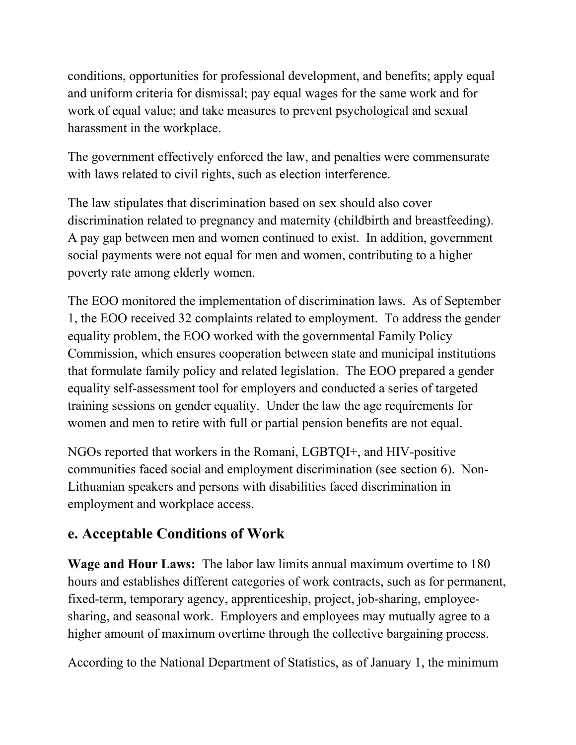conditions, opportunities for professional development, and benefits; apply equal and uniform criteria for dismissal; pay equal wages for the same work and for work of equal value; and take measures to prevent psychological and sexual harassment in the workplace.

The government effectively enforced the law, and penalties were commensurate with laws related to civil rights, such as election interference.

The law stipulates that discrimination based on sex should also cover discrimination related to pregnancy and maternity (childbirth and breastfeeding). A pay gap between men and women continued to exist. In addition, government social payments were not equal for men and women, contributing to a higher poverty rate among elderly women.

The EOO monitored the implementation of discrimination laws. As of September 1, the EOO received 32 complaints related to employment. To address the gender equality problem, the EOO worked with the governmental Family Policy Commission, which ensures cooperation between state and municipal institutions that formulate family policy and related legislation. The EOO prepared a gender equality self-assessment tool for employers and conducted a series of targeted training sessions on gender equality. Under the law the age requirements for women and men to retire with full or partial pension benefits are not equal.

NGOs reported that workers in the Romani, LGBTQI+, and HIV-positive communities faced social and employment discrimination (see section 6). Non-Lithuanian speakers and persons with disabilities faced discrimination in employment and workplace access.

## e. Acceptable Conditions of Work

**Wage and Hour Laws:** The labor law limits annual maximum overtime to 180 hours and establishes different categories of work contracts, such as for permanent, fixed-term, temporary agency, apprenticeship, project, job-sharing, employee-sharing, and seasonal work. Employers and employees may mutually agree to a higher amount of maximum overtime through the collective bargaining process.

According to the National Department of Statistics, as of January 1, the minimum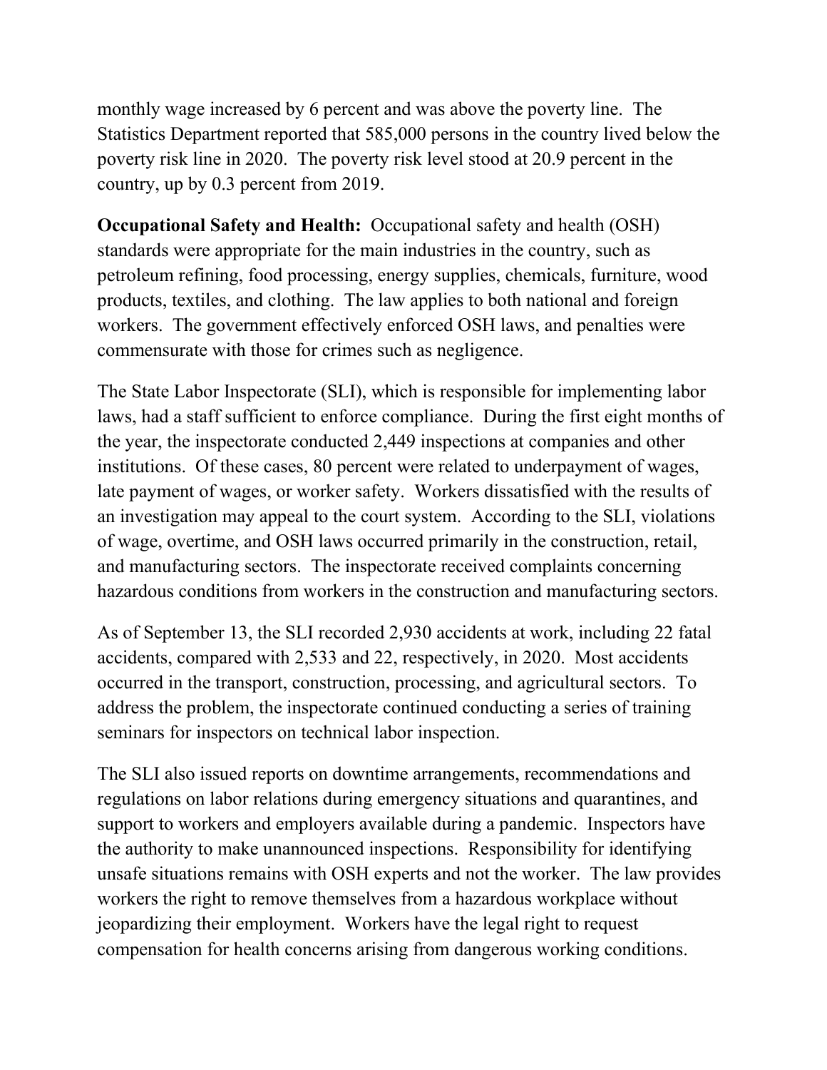monthly wage increased by 6 percent and was above the poverty line. The Statistics Department reported that 585,000 persons in the country lived below the poverty risk line in 2020. The poverty risk level stood at 20.9 percent in the country, up by 0.3 percent from 2019.

**Occupational Safety and Health:** Occupational safety and health (OSH) standards were appropriate for the main industries in the country, such as petroleum refining, food processing, energy supplies, chemicals, furniture, wood products, textiles, and clothing. The law applies to both national and foreign workers. The government effectively enforced OSH laws, and penalties were commensurate with those for crimes such as negligence.

The State Labor Inspectorate (SLI), which is responsible for implementing labor laws, had a staff sufficient to enforce compliance. During the first eight months of the year, the inspectorate conducted 2,449 inspections at companies and other institutions. Of these cases, 80 percent were related to underpayment of wages, late payment of wages, or worker safety. Workers dissatisfied with the results of an investigation may appeal to the court system. According to the SLI, violations of wage, overtime, and OSH laws occurred primarily in the construction, retail, and manufacturing sectors. The inspectorate received complaints concerning hazardous conditions from workers in the construction and manufacturing sectors.

As of September 13, the SLI recorded 2,930 accidents at work, including 22 fatal accidents, compared with 2,533 and 22, respectively, in 2020. Most accidents occurred in the transport, construction, processing, and agricultural sectors. To address the problem, the inspectorate continued conducting a series of training seminars for inspectors on technical labor inspection.

The SLI also issued reports on downtime arrangements, recommendations and regulations on labor relations during emergency situations and quarantines, and support to workers and employers available during a pandemic. Inspectors have the authority to make unannounced inspections. Responsibility for identifying unsafe situations remains with OSH experts and not the worker. The law provides workers the right to remove themselves from a hazardous workplace without jeopardizing their employment. Workers have the legal right to request compensation for health concerns arising from dangerous working conditions.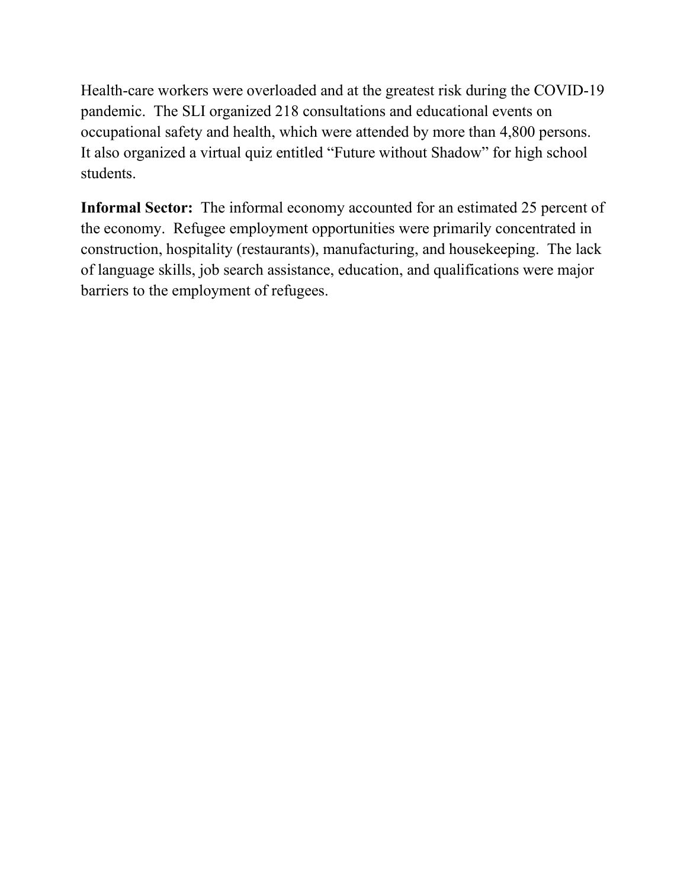Health-care workers were overloaded and at the greatest risk during the COVID-19 pandemic. The SLI organized 218 consultations and educational events on occupational safety and health, which were attended by more than 4,800 persons. It also organized a virtual quiz entitled "Future without Shadow" for high school students.

**Informal Sector:** The informal economy accounted for an estimated 25 percent of the economy. Refugee employment opportunities were primarily concentrated in construction, hospitality (restaurants), manufacturing, and housekeeping. The lack of language skills, job search assistance, education, and qualifications were major barriers to the employment of refugees.